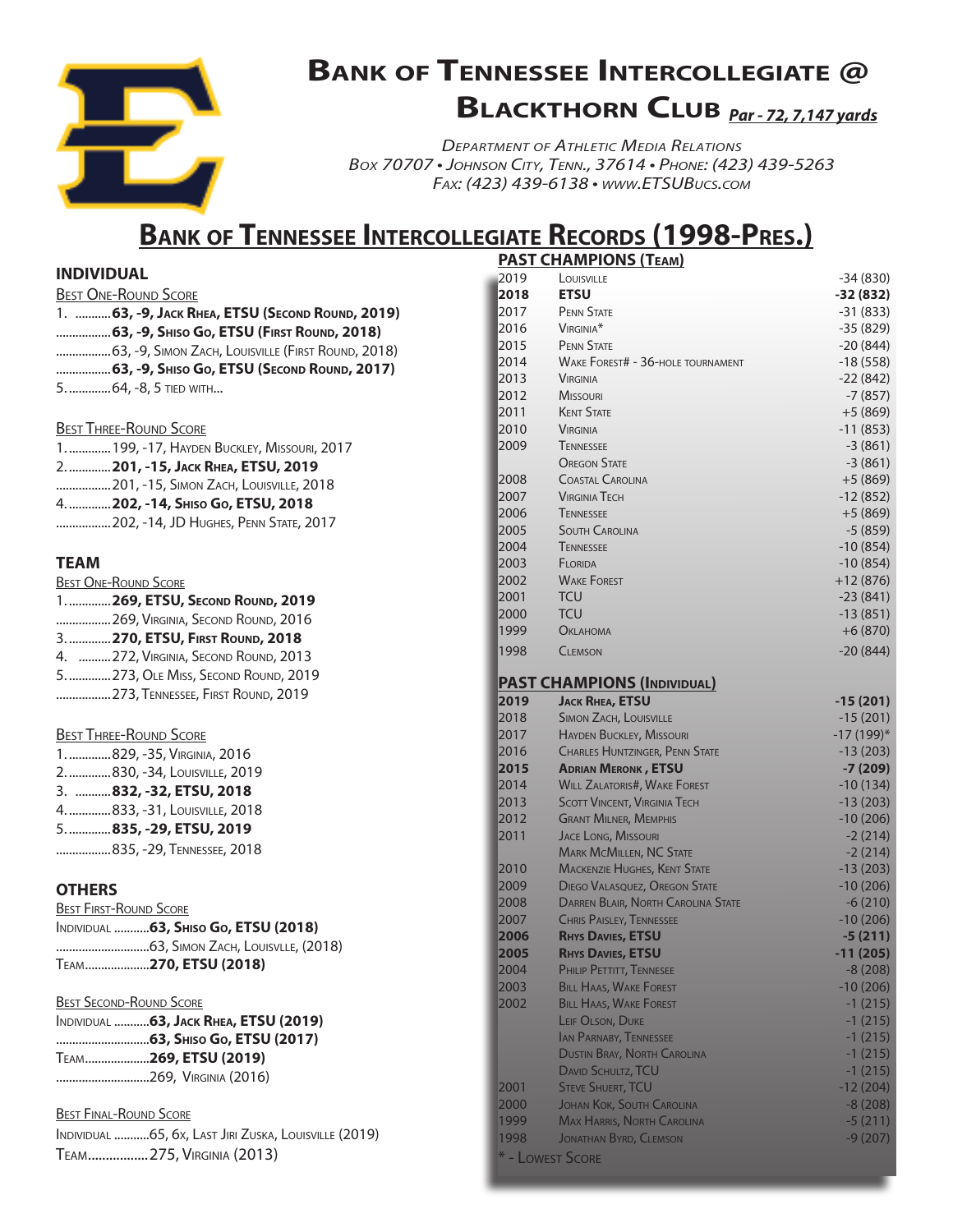# Bank of Tennessee Intercollegiate @ Blackthorn Club *Par - 72, 7,147 yards*

*Department of Athletic Media Relations*
*Box 70707 • Johnson City, Tenn., 37614 • Phone: (423) 439-5263*
*Fax: (423) 439-6138 • www.ETSUBucs.com*

## Bank of Tennessee Intercollegiate Records (1998-Pres.)

### INDIVIDUAL

**Best One-Round Score**

1. ...........**63, -9, Jack Rhea, ETSU (Second Round, 2019)**
.................**63, -9, Shiso Go, ETSU (First Round, 2018)**
.................63, -9, Simon Zach, Louisville (First Round, 2018)
.................**63, -9, Shiso Go, ETSU (Second Round, 2017)**
5.............64, -8, 5 tied with...

**Best Three-Round Score**

1.............199, -17, Hayden Buckley, Missouri, 2017
2.............**201, -15, Jack Rhea, ETSU, 2019**
.................201, -15, Simon Zach, Louisville, 2018
4.............**202, -14, Shiso Go, ETSU, 2018**
.................202, -14, JD Hughes, Penn State, 2017

### TEAM

**Best One-Round Score**

1.............**269, ETSU, Second Round, 2019**
.................269, Virginia, Second Round, 2016
3.............**270, ETSU, First Round, 2018**
4. ..........272, Virginia, Second Round, 2013
5.............273, Ole Miss, Second Round, 2019
.................273, Tennessee, First Round, 2019

**Best Three-Round Score**

1.............829, -35, Virginia, 2016
2.............830, -34, Louisville, 2019
3. ..........**832, -32, ETSU, 2018**
4.............833, -31, Louisville, 2018
5.............**835, -29, ETSU, 2019**
.................835, -29, Tennessee, 2018

### OTHERS

**Best First-Round Score**

Individual ...........**63, Shiso Go, ETSU (2018)**
.............................63, Simon Zach, Louisvlle, (2018)
Team....................**270, ETSU (2018)**

**Best Second-Round Score**

Individual ...........**63, Jack Rhea, ETSU (2019)**
.............................**63, Shiso Go, ETSU (2017)**
Team....................**269, ETSU (2019)**
.............................269, Virginia (2016)

**Best Final-Round Score**

Individual ...........65, 6x, Last Jiri Zuska, Louisville (2019)
Team.................275, Virginia (2013)

### PAST CHAMPIONS (Team)

| Year | Team | Score |
|---|---|---|
| 2019 | Louisville | -34 (830) |
| **2018** | **ETSU** | **-32 (832)** |
| 2017 | Penn State | -31 (833) |
| 2016 | Virginia* | -35 (829) |
| 2015 | Penn State | -20 (844) |
| 2014 | Wake Forest# - 36-hole tournament | -18 (558) |
| 2013 | Virginia | -22 (842) |
| 2012 | Missouri | -7 (857) |
| 2011 | Kent State | +5 (869) |
| 2010 | Virginia | -11 (853) |
| 2009 | Tennessee | -3 (861) |
| | Oregon State | -3 (861) |
| 2008 | Coastal Carolina | +5 (869) |
| 2007 | Virginia Tech | -12 (852) |
| 2006 | Tennessee | +5 (869) |
| 2005 | South Carolina | -5 (859) |
| 2004 | Tennessee | -10 (854) |
| 2003 | Florida | -10 (854) |
| 2002 | Wake Forest | +12 (876) |
| 2001 | TCU | -23 (841) |
| 2000 | TCU | -13 (851) |
| 1999 | Oklahoma | +6 (870) |
| 1998 | Clemson | -20 (844) |

### PAST CHAMPIONS (Individual)

| Year | Player | Score |
|---|---|---|
| **2019** | **Jack Rhea, ETSU** | **-15 (201)** |
| 2018 | Simon Zach, Louisville | -15 (201) |
| 2017 | Hayden Buckley, Missouri | -17 (199)* |
| 2016 | Charles Huntzinger, Penn State | -13 (203) |
| **2015** | **Adrian Meronk , ETSU** | **-7 (209)** |
| 2014 | Will Zalatoris#, Wake Forest | -10 (134) |
| 2013 | Scott Vincent, Virginia Tech | -13 (203) |
| 2012 | Grant Milner, Memphis | -10 (206) |
| 2011 | Jace Long, Missouri | -2 (214) |
| | Mark McMillen, NC State | -2 (214) |
| 2010 | Mackenzie Hughes, Kent State | -13 (203) |
| 2009 | Diego Valasquez, Oregon State | -10 (206) |
| 2008 | Darren Blair, North Carolina State | -6 (210) |
| 2007 | Chris Paisley, Tennessee | -10 (206) |
| **2006** | **Rhys Davies, ETSU** | **-5 (211)** |
| **2005** | **Rhys Davies, ETSU** | **-11 (205)** |
| 2004 | Philip Pettitt, Tennessee | -8 (208) |
| 2003 | Bill Haas, Wake Forest | -10 (206) |
| 2002 | Bill Haas, Wake Forest | -1 (215) |
| | Leif Olson, Duke | -1 (215) |
| | Ian Parnaby, Tennessee | -1 (215) |
| | Dustin Bray, North Carolina | -1 (215) |
| | David Schultz, TCU | -1 (215) |
| 2001 | Steve Shuert, TCU | -12 (204) |
| 2000 | Johan Kok, South Carolina | -8 (208) |
| 1999 | Max Harris, North Carolina | -5 (211) |
| 1998 | Jonathan Byrd, Clemson | -9 (207) |

\* - Lowest Score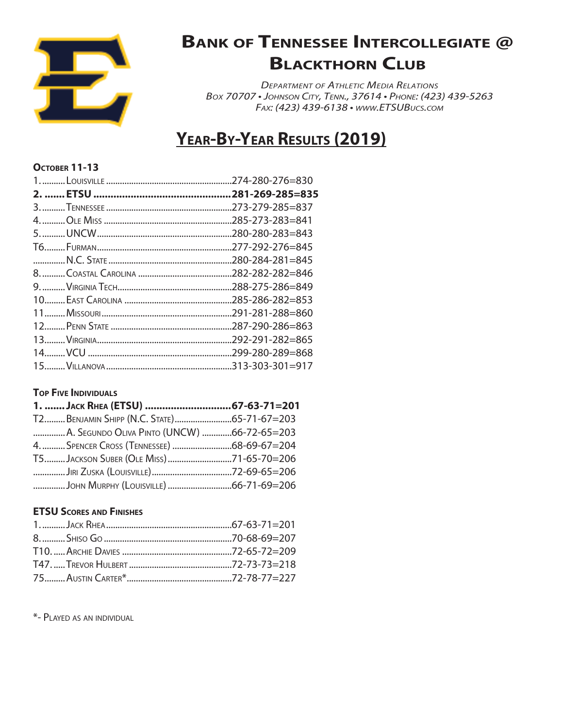# Bank of Tennessee Intercollegiate @ Blackthorn Club

*Department of Athletic Media Relations*
*Box 70707 • Johnson City, Tenn., 37614 • Phone: (423) 439-5263*
*Fax: (423) 439-6138 • www.ETSUBucs.com*

## Year-By-Year Results (2019)

### October 11-13

| Place | Team | Score |
|---|---|---|
| 1. | Louisville | 274-280-276=830 |
| **2.** | **ETSU** | **281-269-285=835** |
| 3. | Tennessee | 273-279-285=837 |
| 4. | Ole Miss | 285-273-283=841 |
| 5. | UNCW | 280-280-283=843 |
| T6. | Furman | 277-292-276=845 |
| | N.C. State | 280-284-281=845 |
| 8. | Coastal Carolina | 282-282-282=846 |
| 9. | Virginia Tech | 288-275-286=849 |
| 10. | East Carolina | 285-286-282=853 |
| 11. | Missouri | 291-281-288=860 |
| 12. | Penn State | 287-290-286=863 |
| 13. | Virginia | 292-291-282=865 |
| 14. | VCU | 299-280-289=868 |
| 15. | Villanova | 313-303-301=917 |

### Top Five Individuals

| Place | Player | Score |
|---|---|---|
| **1.** | **Jack Rhea (ETSU)** | **67-63-71=201** |
| T2. | Benjamin Shipp (N.C. State) | 65-71-67=203 |
| | A. Segundo Oliva Pinto (UNCW) | 66-72-65=203 |
| 4. | Spencer Cross (Tennessee) | 68-69-67=204 |
| T5. | Jackson Suber (Ole Miss) | 71-65-70=206 |
| | Jiri Zuska (Louisville) | 72-69-65=206 |
| | John Murphy (Louisville) | 66-71-69=206 |

### ETSU Scores and Finishes

| Place | Player | Score |
|---|---|---|
| 1. | Jack Rhea | 67-63-71=201 |
| 8. | Shiso Go | 70-68-69=207 |
| T10. | Archie Davies | 72-65-72=209 |
| T47. | Trevor Hulbert | 72-73-73=218 |
| 75. | Austin Carter* | 72-78-77=227 |

*- Played as an individual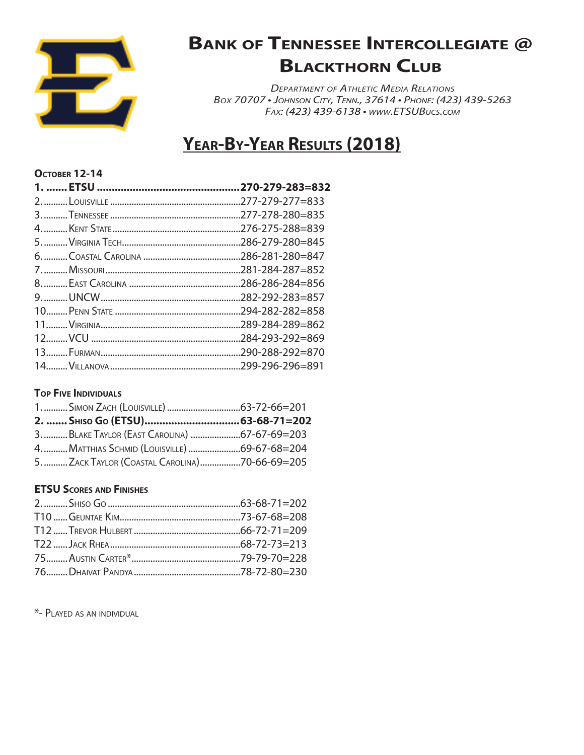# Bank of Tennessee Intercollegiate @ Blackthorn Club

*Department of Athletic Media Relations*
*Box 70707 • Johnson City, Tenn., 37614 • Phone: (423) 439-5263*
*Fax: (423) 439-6138 • www.ETSUBucs.com*

## Year-By-Year Results (2018)

### October 12-14

| Place | Team | Score |
|---|---|---|
| **1.** | **ETSU** | **270-279-283=832** |
| 2. | Louisville | 277-279-277=833 |
| 3. | Tennessee | 277-278-280=835 |
| 4. | Kent State | 276-275-288=839 |
| 5. | Virginia Tech | 286-279-280=845 |
| 6. | Coastal Carolina | 286-281-280=847 |
| 7. | Missouri | 281-284-287=852 |
| 8. | East Carolina | 286-286-284=856 |
| 9. | UNCW | 282-292-283=857 |
| 10 | Penn State | 294-282-282=858 |
| 11 | Virginia | 289-284-289=862 |
| 12 | VCU | 284-293-292=869 |
| 13 | Furman | 290-288-292=870 |
| 14 | Villanova | 299-296-296=891 |

### Top Five Individuals

| Place | Player | Score |
|---|---|---|
| 1. | Simon Zach (Louisville) | 63-72-66=201 |
| **2.** | **Shiso Go (ETSU)** | **63-68-71=202** |
| 3. | Blake Taylor (East Carolina) | 67-67-69=203 |
| 4. | Matthias Schmid (Louisville) | 69-67-68=204 |
| 5. | Zack Taylor (Coastal Carolina) | 70-66-69=205 |

### ETSU Scores and Finishes

| Place | Player | Score |
|---|---|---|
| 2. | Shiso Go | 63-68-71=202 |
| T10 | Geuntae Kim | 73-67-68=208 |
| T12 | Trevor Hulbert | 66-72-71=209 |
| T22 | Jack Rhea | 68-72-73=213 |
| 75 | Austin Carter* | 79-79-70=228 |
| 76 | Dhaivat Pandya | 78-72-80=230 |

*- Played as an individual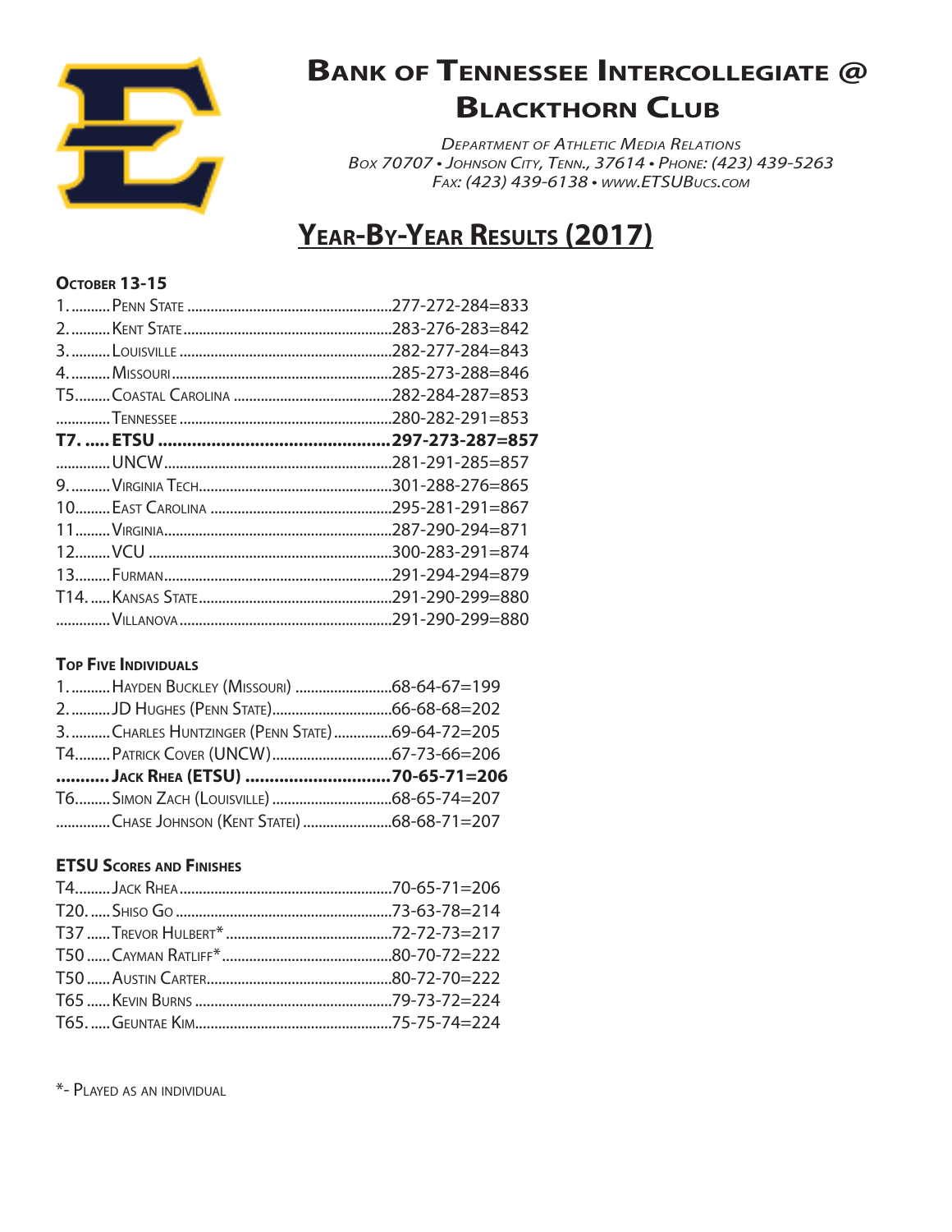# Bank of Tennessee Intercollegiate @ Blackthorn Club

*Department of Athletic Media Relations*
*Box 70707 • Johnson City, Tenn., 37614 • Phone: (423) 439-5263*
*Fax: (423) 439-6138 • www.ETSUBucs.com*

## Year-By-Year Results (2017)

### October 13-15

| Place | Team | Score |
|---|---|---|
| 1. | Penn State | 277-272-284=833 |
| 2. | Kent State | 283-276-283=842 |
| 3. | Louisville | 282-277-284=843 |
| 4. | Missouri | 285-273-288=846 |
| T5. | Coastal Carolina | 282-284-287=853 |
| | Tennessee | 280-282-291=853 |
| **T7.** | **ETSU** | **297-273-287=857** |
| | UNCW | 281-291-285=857 |
| 9. | Virginia Tech | 301-288-276=865 |
| 10. | East Carolina | 295-281-291=867 |
| 11. | Virginia | 287-290-294=871 |
| 12. | VCU | 300-283-291=874 |
| 13. | Furman | 291-294-294=879 |
| T14. | Kansas State | 291-290-299=880 |
| | Villanova | 291-290-299=880 |

### Top Five Individuals

| Place | Player | Score |
|---|---|---|
| 1. | Hayden Buckley (Missouri) | 68-64-67=199 |
| 2. | JD Hughes (Penn State) | 66-68-68=202 |
| 3. | Charles Huntzinger (Penn State) | 69-64-72=205 |
| T4. | Patrick Cover (UNCW) | 67-73-66=206 |
| | **Jack Rhea (ETSU)** | **70-65-71=206** |
| T6. | Simon Zach (Louisville) | 68-65-74=207 |
| | Chase Johnson (Kent Statei) | 68-68-71=207 |

### ETSU Scores and Finishes

| Place | Player | Score |
|---|---|---|
| T4 | Jack Rhea | 70-65-71=206 |
| T20. | Shiso Go | 73-63-78=214 |
| T37 | Trevor Hulbert* | 72-72-73=217 |
| T50 | Cayman Ratliff* | 80-70-72=222 |
| T50 | Austin Carter | 80-72-70=222 |
| T65 | Kevin Burns | 79-73-72=224 |
| T65. | Geuntae Kim | 75-75-74=224 |

*- Played as an individual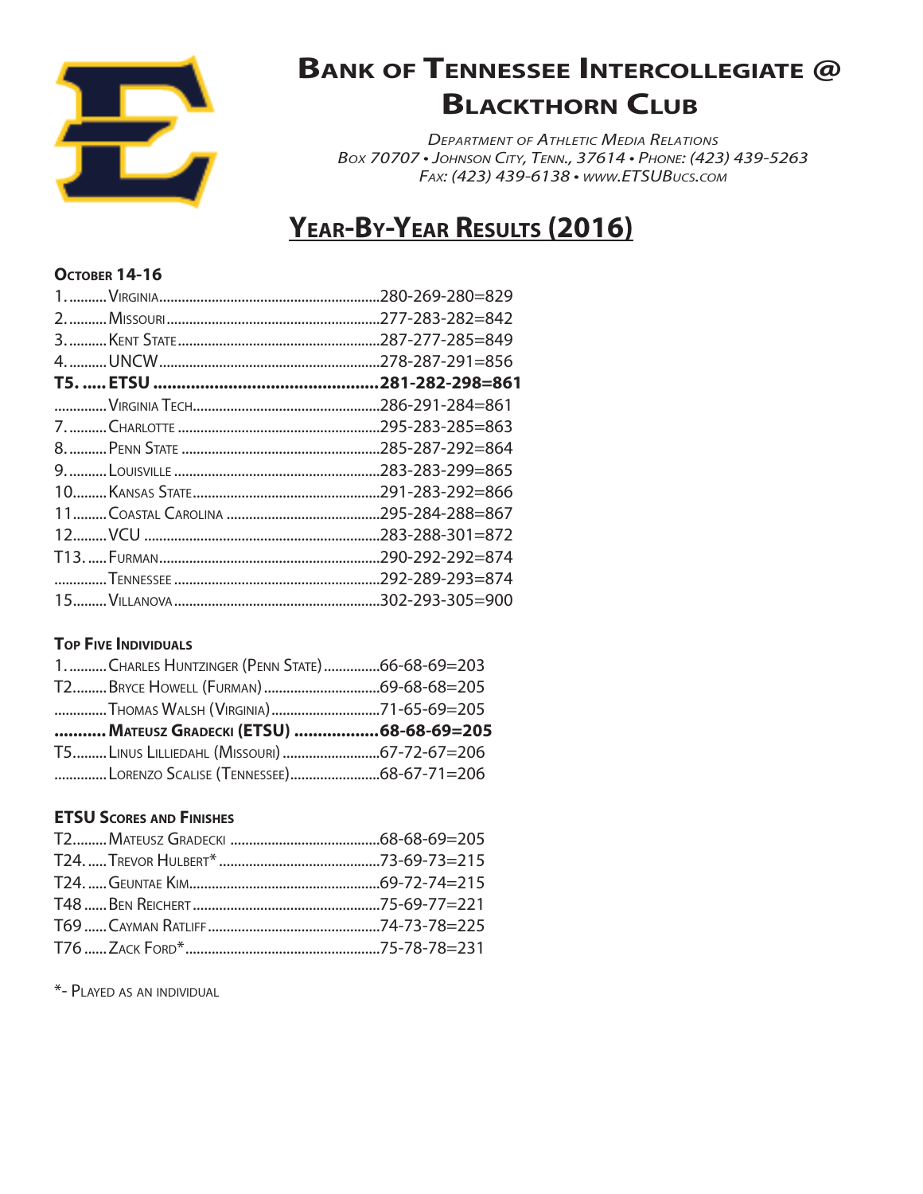# Bank of Tennessee Intercollegiate @ Blackthorn Club

*Department of Athletic Media Relations*
*Box 70707 • Johnson City, Tenn., 37614 • Phone: (423) 439-5263*
*Fax: (423) 439-6138 • www.ETSUBucs.com*

## Year-By-Year Results (2016)

### October 14-16

| Place | Team | Score |
|---|---|---|
| 1. | Virginia | 280-269-280=829 |
| 2. | Missouri | 277-283-282=842 |
| 3. | Kent State | 287-277-285=849 |
| 4. | UNCW | 278-287-291=856 |
| **T5.** | **ETSU** | **281-282-298=861** |
| | Virginia Tech | 286-291-284=861 |
| 7. | Charlotte | 295-283-285=863 |
| 8. | Penn State | 285-287-292=864 |
| 9. | Louisville | 283-283-299=865 |
| 10 | Kansas State | 291-283-292=866 |
| 11 | Coastal Carolina | 295-284-288=867 |
| 12 | VCU | 283-288-301=872 |
| T13. | Furman | 290-292-292=874 |
| | Tennessee | 292-289-293=874 |
| 15 | Villanova | 302-293-305=900 |

### Top Five Individuals

| Place | Player | Score |
|---|---|---|
| 1. | Charles Huntzinger (Penn State) | 66-68-69=203 |
| T2 | Bryce Howell (Furman) | 69-68-68=205 |
| | Thomas Walsh (Virginia) | 71-65-69=205 |
| | **Mateusz Gradecki (ETSU)** | **68-68-69=205** |
| T5 | Linus Lilliedahl (Missouri) | 67-72-67=206 |
| | Lorenzo Scalise (Tennessee) | 68-67-71=206 |

### ETSU Scores and Finishes

| Place | Player | Score |
|---|---|---|
| T2 | Mateusz Gradecki | 68-68-69=205 |
| T24. | Trevor Hulbert* | 73-69-73=215 |
| T24. | Geuntae Kim | 69-72-74=215 |
| T48 | Ben Reichert | 75-69-77=221 |
| T69 | Cayman Ratliff | 74-73-78=225 |
| T76 | Zack Ford* | 75-78-78=231 |

*- Played as an individual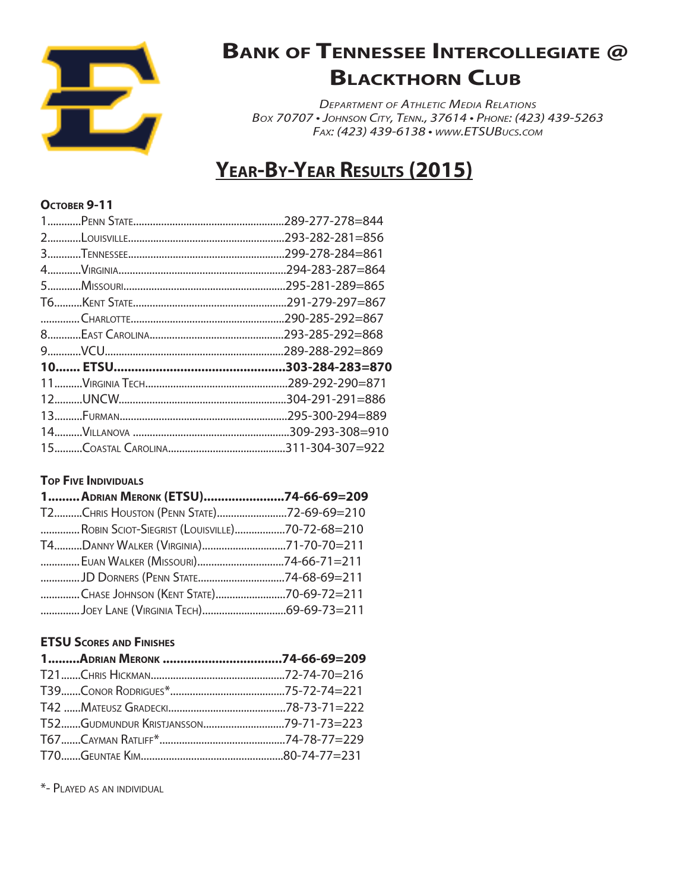# Bank of Tennessee Intercollegiate @ Blackthorn Club

*Department of Athletic Media Relations*
*Box 70707 • Johnson City, Tenn., 37614 • Phone: (423) 439-5263*
*Fax: (423) 439-6138 • www.ETSUBucs.com*

## Year-By-Year Results (2015)

### October 9-11

| Place | Team | Score |
|---|---|---|
| 1 | Penn State | 289-277-278=844 |
| 2 | Louisville | 293-282-281=856 |
| 3 | Tennessee | 299-278-284=861 |
| 4 | Virginia | 294-283-287=864 |
| 5 | Missouri | 295-281-289=865 |
| T6 | Kent State | 291-279-297=867 |
| | Charlotte | 290-285-292=867 |
| 8 | East Carolina | 293-285-292=868 |
| 9 | VCU | 289-288-292=869 |
| **10** | **ETSU** | **303-284-283=870** |
| 11 | Virginia Tech | 289-292-290=871 |
| 12 | UNCW | 304-291-291=886 |
| 13 | Furman | 295-300-294=889 |
| 14 | Villanova | 309-293-308=910 |
| 15 | Coastal Carolina | 311-304-307=922 |

### Top Five Individuals

| Place | Player | Score |
|---|---|---|
| **1** | **Adrian Meronk (ETSU)** | **74-66-69=209** |
| T2 | Chris Houston (Penn State) | 72-69-69=210 |
| | Robin Sciot-Siegrist (Louisville) | 70-72-68=210 |
| T4 | Danny Walker (Virginia) | 71-70-70=211 |
| | Euan Walker (Missouri) | 74-66-71=211 |
| | JD Dorners (Penn State | 74-68-69=211 |
| | Chase Johnson (Kent State) | 70-69-72=211 |
| | Joey Lane (Virginia Tech) | 69-69-73=211 |

### ETSU Scores and Finishes

| Place | Player | Score |
|---|---|---|
| **1** | **Adrian Meronk** | **74-66-69=209** |
| T21 | Chris Hickman | 72-74-70=216 |
| T39 | Conor Rodrigues* | 75-72-74=221 |
| T42 | Mateusz Gradecki | 78-73-71=222 |
| T52 | Gudmundur Kristjansson | 79-71-73=223 |
| T67 | Cayman Ratliff* | 74-78-77=229 |
| T70 | Geuntae Kim | 80-74-77=231 |

*- Played as an individual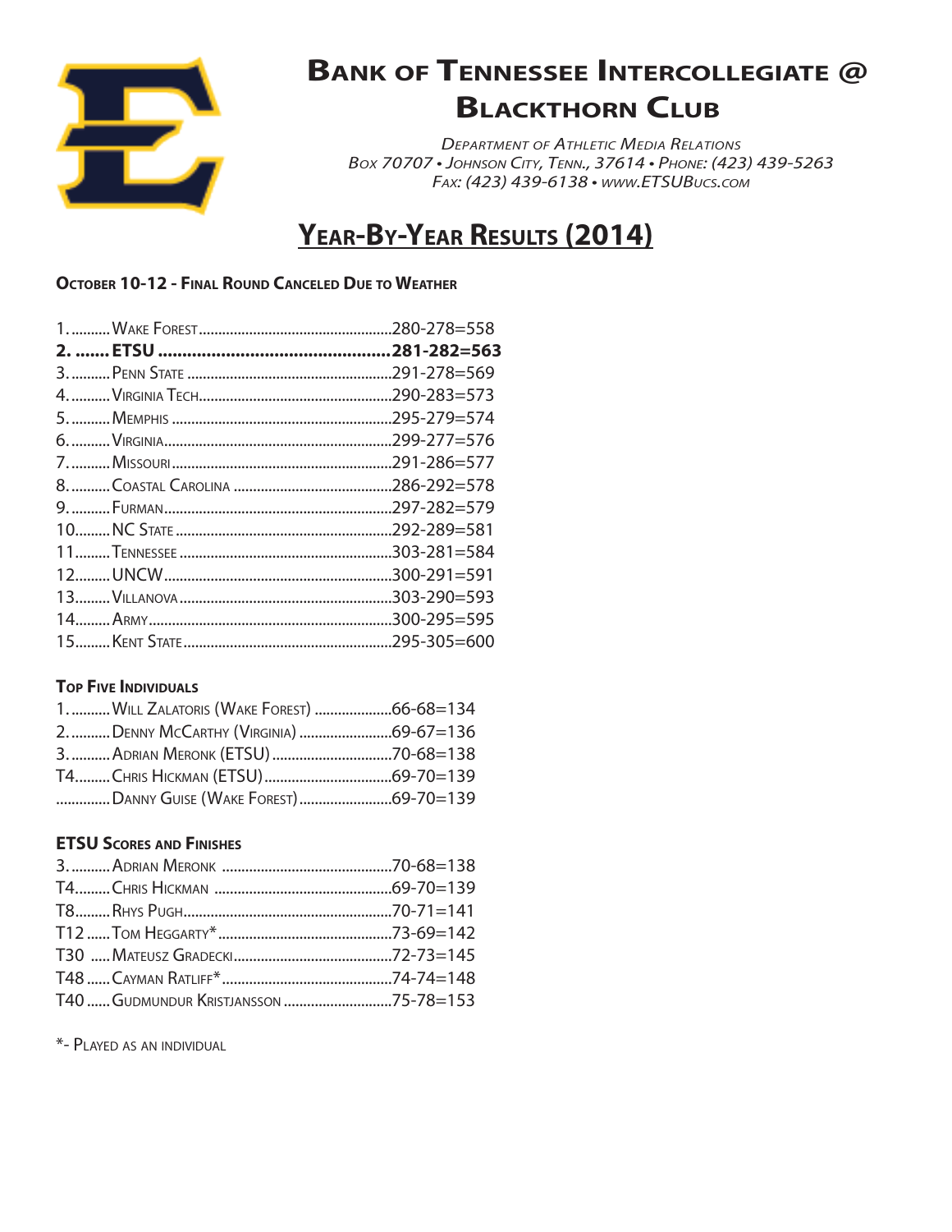# Bank of Tennessee Intercollegiate @ Blackthorn Club

*Department of Athletic Media Relations*
*Box 70707 • Johnson City, Tenn., 37614 • Phone: (423) 439-5263*
*Fax: (423) 439-6138 • www.ETSUBucs.com*

## Year-By-Year Results (2014)

### October 10-12 - Final Round Canceled Due to Weather

| Place | Team | Score |
|---|---|---|
| 1. | Wake Forest | 280-278=558 |
| **2.** | **ETSU** | **281-282=563** |
| 3. | Penn State | 291-278=569 |
| 4. | Virginia Tech | 290-283=573 |
| 5. | Memphis | 295-279=574 |
| 6. | Virginia | 299-277=576 |
| 7. | Missouri | 291-286=577 |
| 8. | Coastal Carolina | 286-292=578 |
| 9. | Furman | 297-282=579 |
| 10 | NC State | 292-289=581 |
| 11 | Tennessee | 303-281=584 |
| 12 | UNCW | 300-291=591 |
| 13 | Villanova | 303-290=593 |
| 14 | Army | 300-295=595 |
| 15 | Kent State | 295-305=600 |

### Top Five Individuals

| Place | Player | Score |
|---|---|---|
| 1. | Will Zalatoris (Wake Forest) | 66-68=134 |
| 2. | Denny McCarthy (Virginia) | 69-67=136 |
| 3. | Adrian Meronk (ETSU) | 70-68=138 |
| T4 | Chris Hickman (ETSU) | 69-70=139 |
| | Danny Guise (Wake Forest) | 69-70=139 |

### ETSU Scores and Finishes

| Place | Player | Score |
|---|---|---|
| 3. | Adrian Meronk | 70-68=138 |
| T4 | Chris Hickman | 69-70=139 |
| T8 | Rhys Pugh | 70-71=141 |
| T12 | Tom Heggarty* | 73-69=142 |
| T30 | Mateusz Gradecki | 72-73=145 |
| T48 | Cayman Ratliff* | 74-74=148 |
| T40 | Gudmundur Kristjansson | 75-78=153 |

*- Played as an individual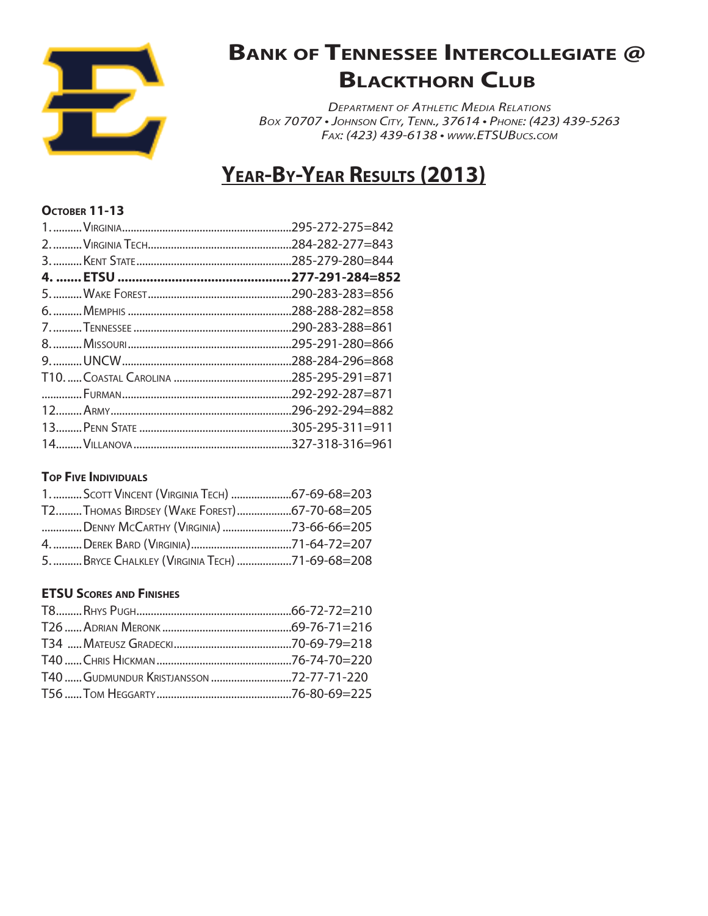# Bank of Tennessee Intercollegiate @ Blackthorn Club

*Department of Athletic Media Relations*
*Box 70707 • Johnson City, Tenn., 37614 • Phone: (423) 439-5263*
*Fax: (423) 439-6138 • www.ETSUBucs.com*

## Year-By-Year Results (2013)

### October 11-13

| Place | Team | Score |
|---|---|---|
| 1. | Virginia | 295-272-275=842 |
| 2. | Virginia Tech | 284-282-277=843 |
| 3. | Kent State | 285-279-280=844 |
| **4.** | **ETSU** | **277-291-284=852** |
| 5. | Wake Forest | 290-283-283=856 |
| 6. | Memphis | 288-288-282=858 |
| 7. | Tennessee | 290-283-288=861 |
| 8. | Missouri | 295-291-280=866 |
| 9. | UNCW | 288-284-296=868 |
| T10. | Coastal Carolina | 285-295-291=871 |
| | Furman | 292-292-287=871 |
| 12. | Army | 296-292-294=882 |
| 13. | Penn State | 305-295-311=911 |
| 14. | Villanova | 327-318-316=961 |

### Top Five Individuals

| Place | Player | Score |
|---|---|---|
| 1. | Scott Vincent (Virginia Tech) | 67-69-68=203 |
| T2. | Thomas Birdsey (Wake Forest) | 67-70-68=205 |
| | Denny McCarthy (Virginia) | 73-66-66=205 |
| 4. | Derek Bard (Virginia) | 71-64-72=207 |
| 5. | Bryce Chalkley (Virginia Tech) | 71-69-68=208 |

### ETSU Scores and Finishes

| Place | Player | Score |
|---|---|---|
| T8 | Rhys Pugh | 66-72-72=210 |
| T26 | Adrian Meronk | 69-76-71=216 |
| T34 | Mateusz Gradecki | 70-69-79=218 |
| T40 | Chris Hickman | 76-74-70=220 |
| T40 | Gudmundur Kristjansson | 72-77-71-220 |
| T56 | Tom Heggarty | 76-80-69=225 |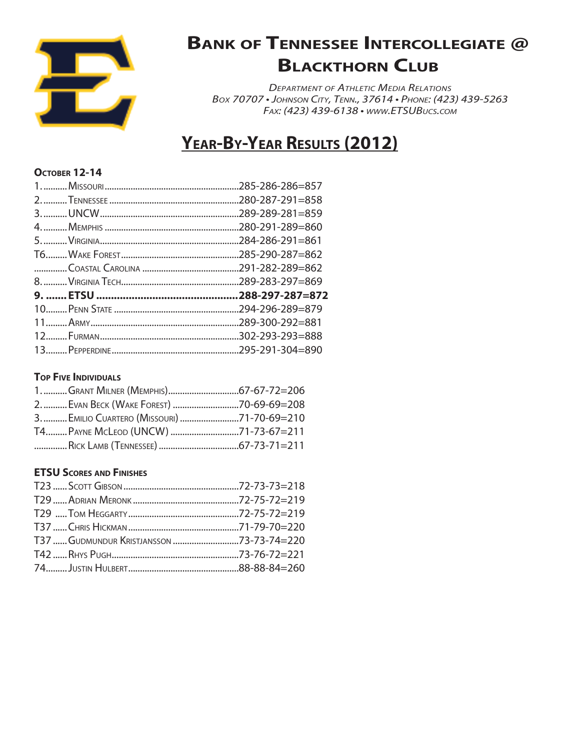# Bank of Tennessee Intercollegiate @ Blackthorn Club

*Department of Athletic Media Relations*
*Box 70707 • Johnson City, Tenn., 37614 • Phone: (423) 439-5263*
*Fax: (423) 439-6138 • www.ETSUBucs.com*

## Year-By-Year Results (2012)

### October 12-14

| Place | Team | Scores |
|---|---|---|
| 1. | Missouri | 285-286-286=857 |
| 2. | Tennessee | 280-287-291=858 |
| 3. | UNCW | 289-289-281=859 |
| 4. | Memphis | 280-291-289=860 |
| 5. | Virginia | 284-286-291=861 |
| T6. | Wake Forest | 285-290-287=862 |
| | Coastal Carolina | 291-282-289=862 |
| 8. | Virginia Tech | 289-283-297=869 |
| **9.** | **ETSU** | **288-297-287=872** |
| 10. | Penn State | 294-296-289=879 |
| 11. | Army | 289-300-292=881 |
| 12. | Furman | 302-293-293=888 |
| 13. | Pepperdine | 295-291-304=890 |

### Top Five Individuals

| Place | Player | Scores |
|---|---|---|
| 1. | Grant Milner (Memphis) | 67-67-72=206 |
| 2. | Evan Beck (Wake Forest) | 70-69-69=208 |
| 3. | Emilio Cuartero (Missouri) | 71-70-69=210 |
| T4. | Payne McLeod (UNCW) | 71-73-67=211 |
| | Rick Lamb (Tennessee) | 67-73-71=211 |

### ETSU Scores and Finishes

| Place | Player | Scores |
|---|---|---|
| T23 | Scott Gibson | 72-73-73=218 |
| T29 | Adrian Meronk | 72-75-72=219 |
| T29 | Tom Heggarty | 72-75-72=219 |
| T37 | Chris Hickman | 71-79-70=220 |
| T37 | Gudmundur Kristjansson | 73-73-74=220 |
| T42 | Rhys Pugh | 73-76-72=221 |
| 74 | Justin Hulbert | 88-88-84=260 |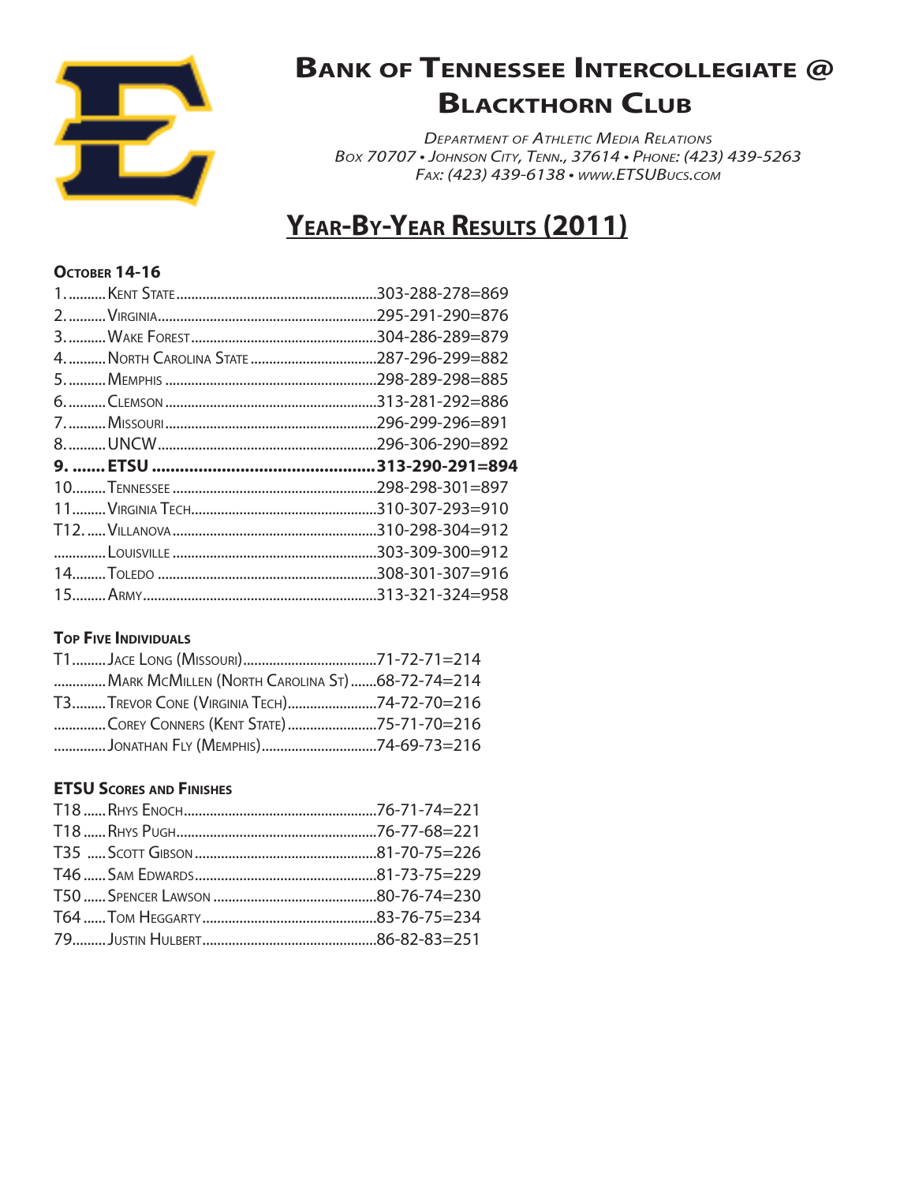# Bank of Tennessee Intercollegiate @ Blackthorn Club

*Department of Athletic Media Relations*
*Box 70707 • Johnson City, Tenn., 37614 • Phone: (423) 439-5263*
*Fax: (423) 439-6138 • www.ETSUBucs.com*

## Year-By-Year Results (2011)

### October 14-16

| Place | Team | Score |
|---|---|---|
| 1. | Kent State | 303-288-278=869 |
| 2. | Virginia | 295-291-290=876 |
| 3. | Wake Forest | 304-286-289=879 |
| 4. | North Carolina State | 287-296-299=882 |
| 5. | Memphis | 298-289-298=885 |
| 6. | Clemson | 313-281-292=886 |
| 7. | Missouri | 296-299-296=891 |
| 8. | UNCW | 296-306-290=892 |
| **9.** | **ETSU** | **313-290-291=894** |
| 10 | Tennessee | 298-298-301=897 |
| 11 | Virginia Tech | 310-307-293=910 |
| T12. | Villanova | 310-298-304=912 |
| | Louisville | 303-309-300=912 |
| 14 | Toledo | 308-301-307=916 |
| 15 | Army | 313-321-324=958 |

### Top Five Individuals

| Place | Player | Score |
|---|---|---|
| T1 | Jace Long (Missouri) | 71-72-71=214 |
| | Mark McMillen (North Carolina St) | 68-72-74=214 |
| T3 | Trevor Cone (Virginia Tech) | 74-72-70=216 |
| | Corey Conners (Kent State) | 75-71-70=216 |
| | Jonathan Fly (Memphis) | 74-69-73=216 |

### ETSU Scores and Finishes

| Place | Player | Score |
|---|---|---|
| T18 | Rhys Enoch | 76-71-74=221 |
| T18 | Rhys Pugh | 76-77-68=221 |
| T35 | Scott Gibson | 81-70-75=226 |
| T46 | Sam Edwards | 81-73-75=229 |
| T50 | Spencer Lawson | 80-76-74=230 |
| T64 | Tom Heggarty | 83-76-75=234 |
| 79 | Justin Hulbert | 86-82-83=251 |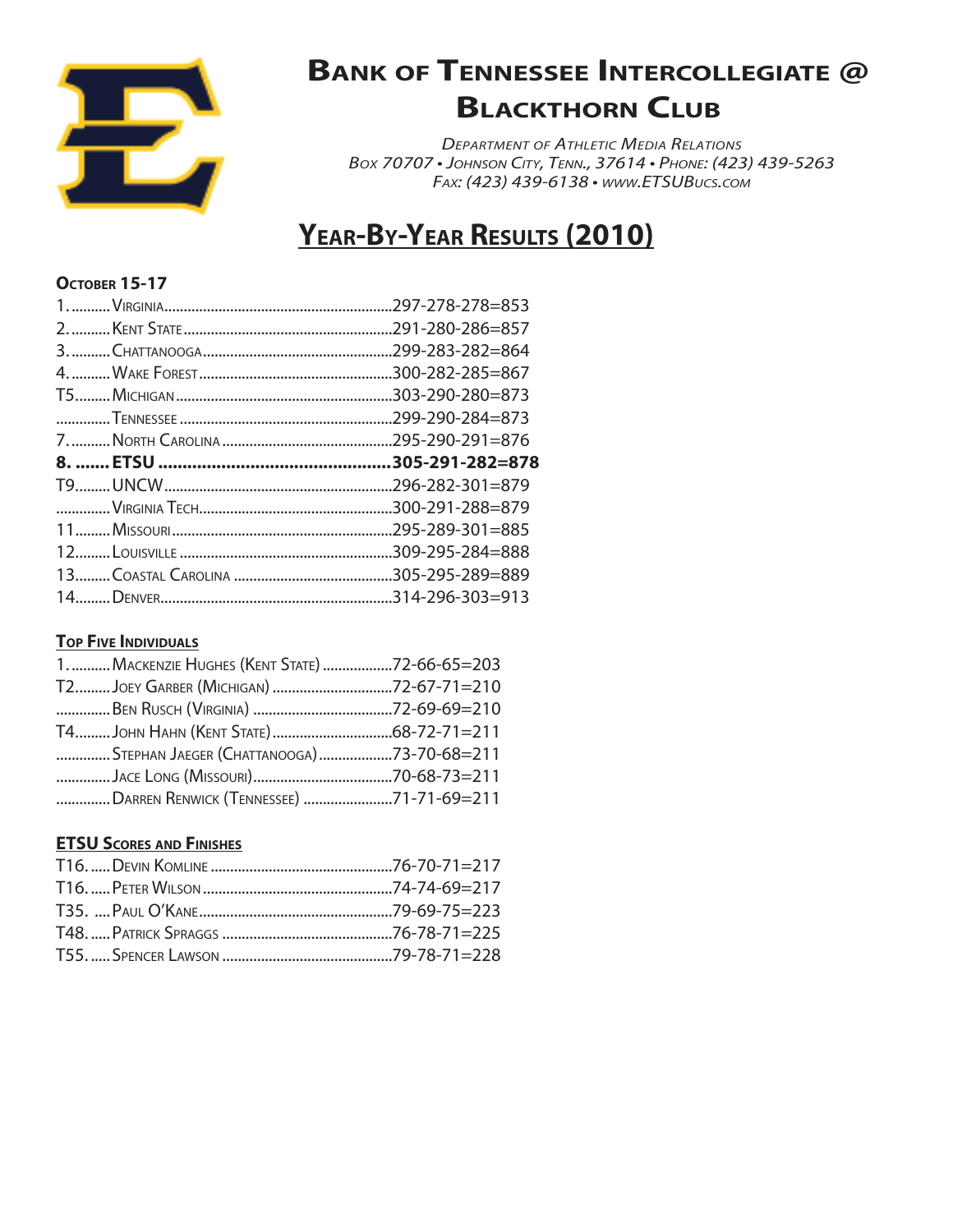# Bank of Tennessee Intercollegiate @ Blackthorn Club

*Department of Athletic Media Relations*
*Box 70707 • Johnson City, Tenn., 37614 • Phone: (423) 439-5263*
*Fax: (423) 439-6138 • www.ETSUBucs.com*

## Year-By-Year Results (2010)

### October 15-17

| Place | Team | Score |
|---|---|---|
| 1. | Virginia | 297-278-278=853 |
| 2. | Kent State | 291-280-286=857 |
| 3. | Chattanooga | 299-283-282=864 |
| 4. | Wake Forest | 300-282-285=867 |
| T5 | Michigan | 303-290-280=873 |
| | Tennessee | 299-290-284=873 |
| 7. | North Carolina | 295-290-291=876 |
| **8.** | **ETSU** | **305-291-282=878** |
| T9 | UNCW | 296-282-301=879 |
| | Virginia Tech | 300-291-288=879 |
| 11 | Missouri | 295-289-301=885 |
| 12 | Louisville | 309-295-284=888 |
| 13 | Coastal Carolina | 305-295-289=889 |
| 14 | Denver | 314-296-303=913 |

### Top Five Individuals

| Place | Player | Score |
|---|---|---|
| 1. | Mackenzie Hughes (Kent State) | 72-66-65=203 |
| T2 | Joey Garber (Michigan) | 72-67-71=210 |
| | Ben Rusch (Virginia) | 72-69-69=210 |
| T4 | John Hahn (Kent State) | 68-72-71=211 |
| | Stephan Jaeger (Chattanooga) | 73-70-68=211 |
| | Jace Long (Missouri) | 70-68-73=211 |
| | Darren Renwick (Tennessee) | 71-71-69=211 |

### ETSU Scores and Finishes

| Place | Player | Score |
|---|---|---|
| T16. | Devin Komline | 76-70-71=217 |
| T16. | Peter Wilson | 74-74-69=217 |
| T35. | Paul O'Kane | 79-69-75=223 |
| T48. | Patrick Spraggs | 76-78-71=225 |
| T55. | Spencer Lawson | 79-78-71=228 |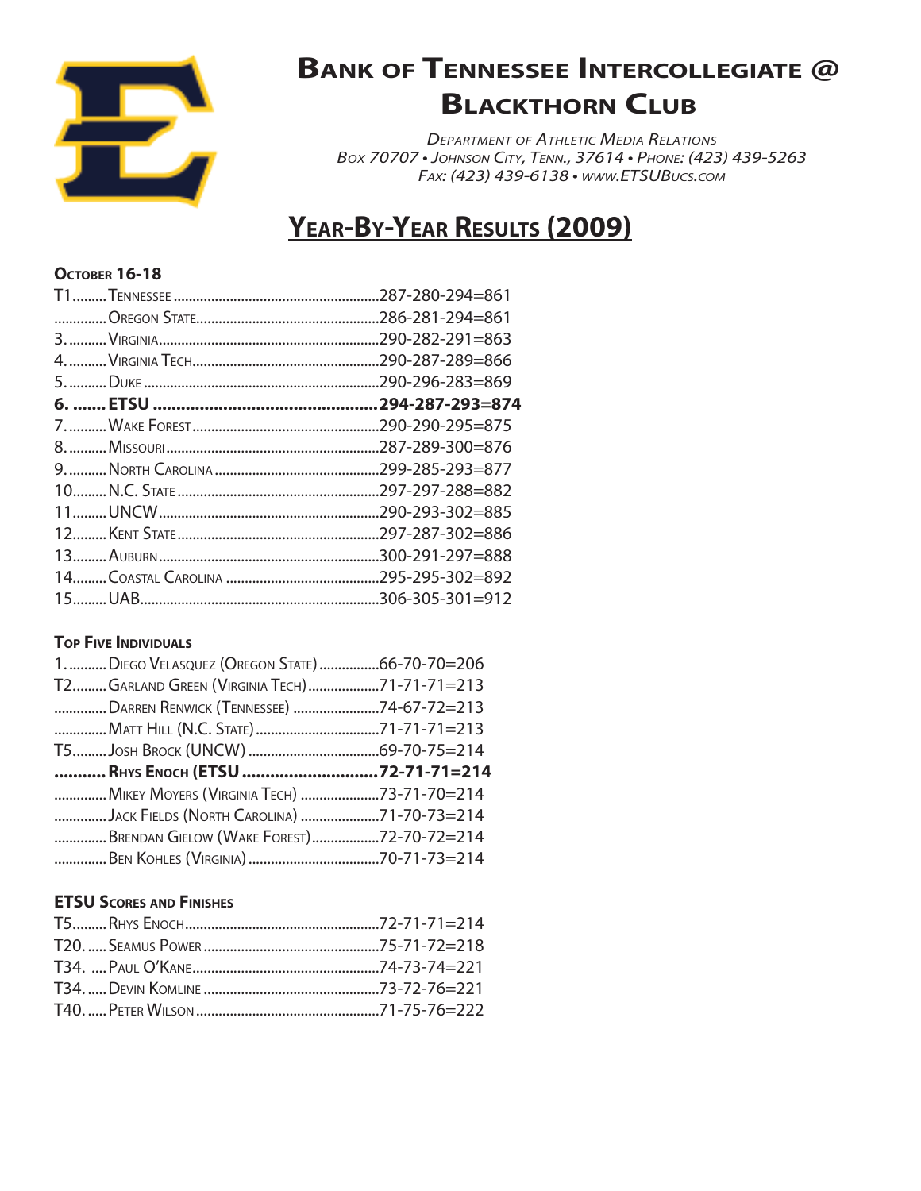# Bank of Tennessee Intercollegiate @ Blackthorn Club

*Department of Athletic Media Relations*
*Box 70707 • Johnson City, Tenn., 37614 • Phone: (423) 439-5263*
*Fax: (423) 439-6138 • www.ETSUBucs.com*

## Year-By-Year Results (2009)

### October 16-18

| Place | Team | Score |
|---|---|---|
| T1 | Tennessee | 287-280-294=861 |
| | Oregon State | 286-281-294=861 |
| 3. | Virginia | 290-282-291=863 |
| 4. | Virginia Tech | 290-287-289=866 |
| 5. | Duke | 290-296-283=869 |
| **6.** | **ETSU** | **294-287-293=874** |
| 7. | Wake Forest | 290-290-295=875 |
| 8. | Missouri | 287-289-300=876 |
| 9. | North Carolina | 299-285-293=877 |
| 10 | N.C. State | 297-297-288=882 |
| 11 | UNCW | 290-293-302=885 |
| 12 | Kent State | 297-287-302=886 |
| 13 | Auburn | 300-291-297=888 |
| 14 | Coastal Carolina | 295-295-302=892 |
| 15 | UAB | 306-305-301=912 |

### Top Five Individuals

| Place | Player | Score |
|---|---|---|
| 1. | Diego Velasquez (Oregon State) | 66-70-70=206 |
| T2 | Garland Green (Virginia Tech) | 71-71-71=213 |
| | Darren Renwick (Tennessee) | 74-67-72=213 |
| | Matt Hill (N.C. State) | 71-71-71=213 |
| T5 | Josh Brock (UNCW) | 69-70-75=214 |
| | **Rhys Enoch (ETSU** | **72-71-71=214** |
| | Mikey Moyers (Virginia Tech) | 73-71-70=214 |
| | Jack Fields (North Carolina) | 71-70-73=214 |
| | Brendan Gielow (Wake Forest) | 72-70-72=214 |
| | Ben Kohles (Virginia) | 70-71-73=214 |

### ETSU Scores and Finishes

| Place | Player | Score |
|---|---|---|
| T5 | Rhys Enoch | 72-71-71=214 |
| T20. | Seamus Power | 75-71-72=218 |
| T34. | Paul O'Kane | 74-73-74=221 |
| T34. | Devin Komline | 73-72-76=221 |
| T40. | Peter Wilson | 71-75-76=222 |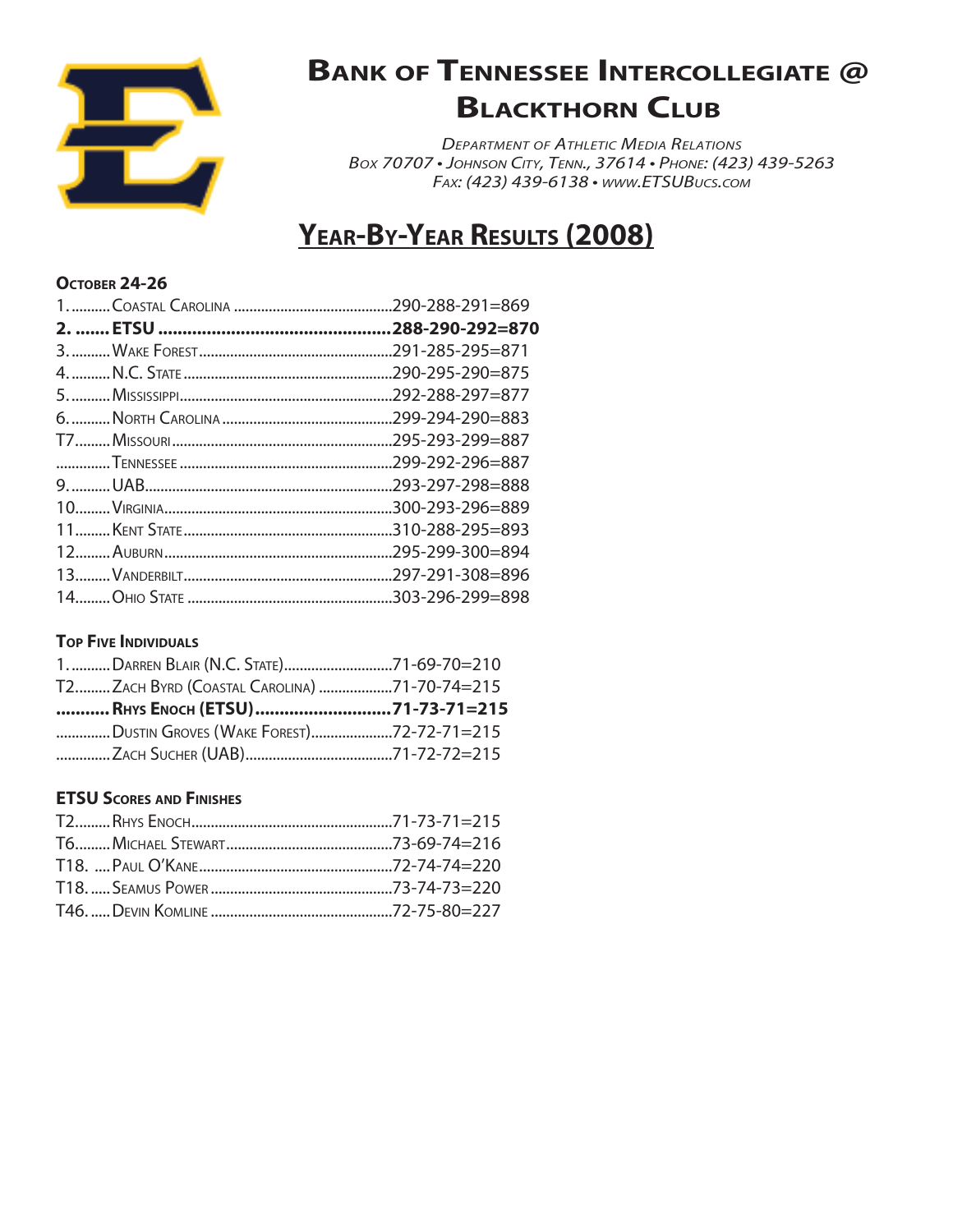# Bank of Tennessee Intercollegiate @ Blackthorn Club

*Department of Athletic Media Relations*
*Box 70707 • Johnson City, Tenn., 37614 • Phone: (423) 439-5263*
*Fax: (423) 439-6138 • www.ETSUBucs.com*

## Year-By-Year Results (2008)

### October 24-26

| Place | Team | Score |
|---|---|---|
| 1. | Coastal Carolina | 290-288-291=869 |
| **2.** | **ETSU** | **288-290-292=870** |
| 3. | Wake Forest | 291-285-295=871 |
| 4. | N.C. State | 290-295-290=875 |
| 5. | Mississippi | 292-288-297=877 |
| 6. | North Carolina | 299-294-290=883 |
| T7 | Missouri | 295-293-299=887 |
| | Tennessee | 299-292-296=887 |
| 9. | UAB | 293-297-298=888 |
| 10. | Virginia | 300-293-296=889 |
| 11. | Kent State | 310-288-295=893 |
| 12. | Auburn | 295-299-300=894 |
| 13. | Vanderbilt | 297-291-308=896 |
| 14. | Ohio State | 303-296-299=898 |

### Top Five Individuals

| Place | Player | Score |
|---|---|---|
| 1. | Darren Blair (N.C. State) | 71-69-70=210 |
| T2 | Zach Byrd (Coastal Carolina) | 71-70-74=215 |
| | **Rhys Enoch (ETSU)** | **71-73-71=215** |
| | Dustin Groves (Wake Forest) | 72-72-71=215 |
| | Zach Sucher (UAB) | 71-72-72=215 |

### ETSU Scores and Finishes

| Place | Player | Score |
|---|---|---|
| T2 | Rhys Enoch | 71-73-71=215 |
| T6 | Michael Stewart | 73-69-74=216 |
| T18. | Paul O'Kane | 72-74-74=220 |
| T18. | Seamus Power | 73-74-73=220 |
| T46. | Devin Komline | 72-75-80=227 |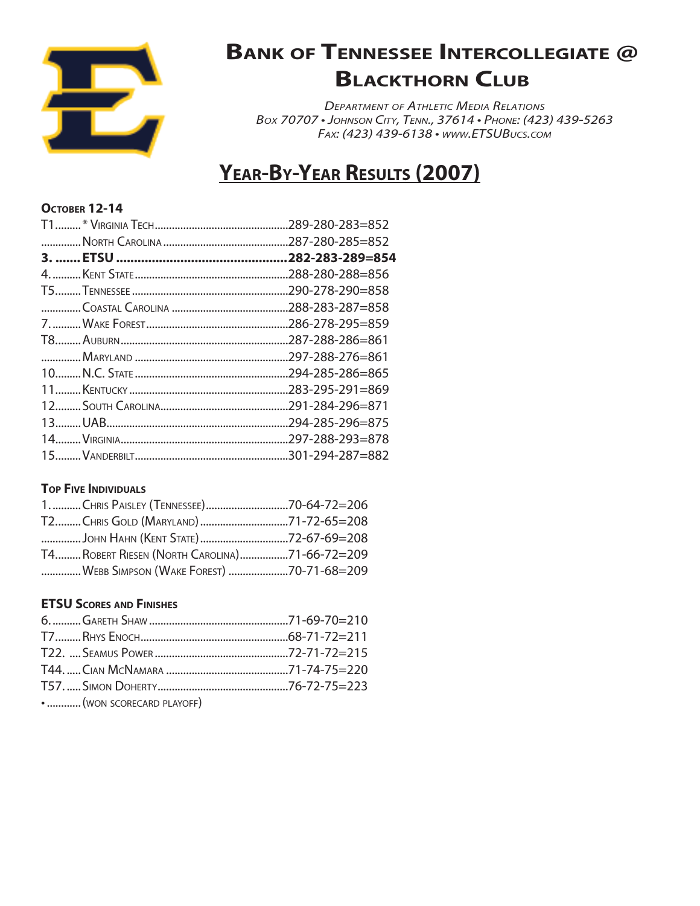# Bank of Tennessee Intercollegiate @ Blackthorn Club

*Department of Athletic Media Relations*
*Box 70707 • Johnson City, Tenn., 37614 • Phone: (423) 439-5263*
*Fax: (423) 439-6138 • www.ETSUBucs.com*

## Year-By-Year Results (2007)

### October 12-14

| Place | Team | Score |
|---|---|---|
| T1 | * Virginia Tech | 289-280-283=852 |
| | North Carolina | 287-280-285=852 |
| **3.** | **ETSU** | **282-283-289=854** |
| 4. | Kent State | 288-280-288=856 |
| T5 | Tennessee | 290-278-290=858 |
| | Coastal Carolina | 288-283-287=858 |
| 7. | Wake Forest | 286-278-295=859 |
| T8 | Auburn | 287-288-286=861 |
| | Maryland | 297-288-276=861 |
| 10 | N.C. State | 294-285-286=865 |
| 11 | Kentucky | 283-295-291=869 |
| 12 | South Carolina | 291-284-296=871 |
| 13 | UAB | 294-285-296=875 |
| 14 | Virginia | 297-288-293=878 |
| 15 | Vanderbilt | 301-294-287=882 |

### Top Five Individuals

| Place | Player | Score |
|---|---|---|
| 1. | Chris Paisley (Tennessee) | 70-64-72=206 |
| T2 | Chris Gold (Maryland) | 71-72-65=208 |
| | John Hahn (Kent State) | 72-67-69=208 |
| T4 | Robert Riesen (North Carolina) | 71-66-72=209 |
| | Webb Simpson (Wake Forest) | 70-71-68=209 |

### ETSU Scores and Finishes

| Place | Player | Score |
|---|---|---|
| 6. | Gareth Shaw | 71-69-70=210 |
| T7 | Rhys Enoch | 68-71-72=211 |
| T22. | Seamus Power | 72-71-72=215 |
| T44. | Cian McNamara | 71-74-75=220 |
| T57. | Simon Doherty | 76-72-75=223 |

• (won scorecard playoff)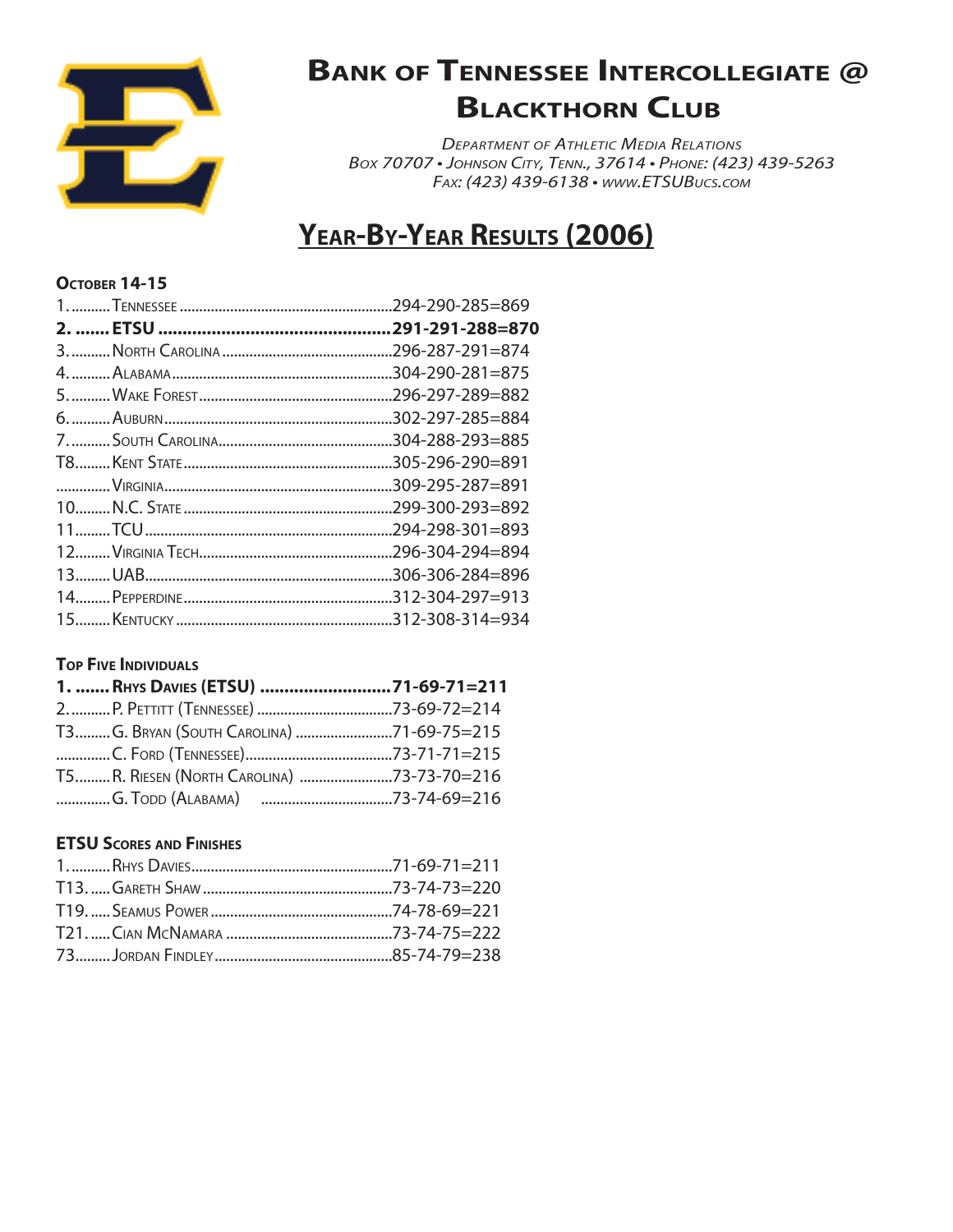# Bank of Tennessee Intercollegiate @ Blackthorn Club

*Department of Athletic Media Relations*
*Box 70707 • Johnson City, Tenn., 37614 • Phone: (423) 439-5263*
*Fax: (423) 439-6138 • www.ETSUBucs.com*

## Year-By-Year Results (2006)

### October 14-15

| Place | Team | Score |
|---|---|---|
| 1. | Tennessee | 294-290-285=869 |
| **2.** | **ETSU** | **291-291-288=870** |
| 3. | North Carolina | 296-287-291=874 |
| 4. | Alabama | 304-290-281=875 |
| 5. | Wake Forest | 296-297-289=882 |
| 6. | Auburn | 302-297-285=884 |
| 7. | South Carolina | 304-288-293=885 |
| T8 | Kent State | 305-296-290=891 |
| | Virginia | 309-295-287=891 |
| 10 | N.C. State | 299-300-293=892 |
| 11 | TCU | 294-298-301=893 |
| 12 | Virginia Tech | 296-304-294=894 |
| 13 | UAB | 306-306-284=896 |
| 14 | Pepperdine | 312-304-297=913 |
| 15 | Kentucky | 312-308-314=934 |

### Top Five Individuals

| Place | Player | Score |
|---|---|---|
| **1.** | **Rhys Davies (ETSU)** | **71-69-71=211** |
| 2. | P. Pettitt (Tennessee) | 73-69-72=214 |
| T3 | G. Bryan (South Carolina) | 71-69-75=215 |
| | C. Ford (Tennessee) | 73-71-71=215 |
| T5 | R. Riesen (North Carolina) | 73-73-70=216 |
| | G. Todd (Alabama) | 73-74-69=216 |

### ETSU Scores and Finishes

| Place | Player | Score |
|---|---|---|
| 1. | Rhys Davies | 71-69-71=211 |
| T13. | Gareth Shaw | 73-74-73=220 |
| T19. | Seamus Power | 74-78-69=221 |
| T21. | Cian McNamara | 73-74-75=222 |
| 73 | Jordan Findley | 85-74-79=238 |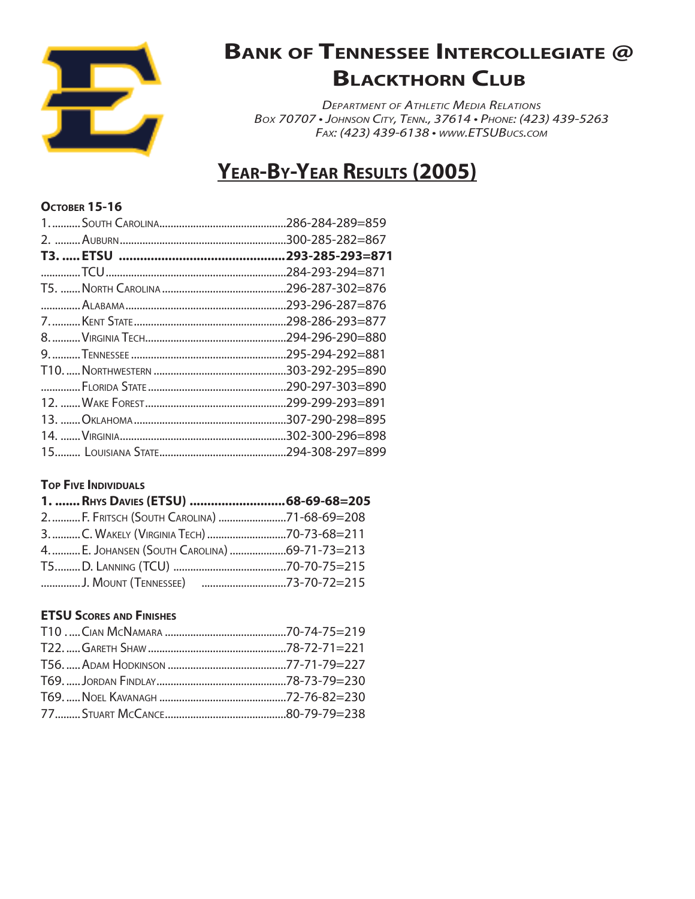# Bank of Tennessee Intercollegiate @ Blackthorn Club

*Department of Athletic Media Relations*
*Box 70707 • Johnson City, Tenn., 37614 • Phone: (423) 439-5263*
*Fax: (423) 439-6138 • www.ETSUBucs.com*

## Year-By-Year Results (2005)

### October 15-16

| Place | Team | Score |
|---|---|---|
| 1. | South Carolina | 286-284-289=859 |
| 2. | Auburn | 300-285-282=867 |
| **T3.** | **ETSU** | **293-285-293=871** |
| | TCU | 284-293-294=871 |
| T5. | North Carolina | 296-287-302=876 |
| | Alabama | 293-296-287=876 |
| 7. | Kent State | 298-286-293=877 |
| 8. | Virginia Tech | 294-296-290=880 |
| 9. | Tennessee | 295-294-292=881 |
| T10. | Northwestern | 303-292-295=890 |
| | Florida State | 290-297-303=890 |
| 12. | Wake Forest | 299-299-293=891 |
| 13. | Oklahoma | 307-290-298=895 |
| 14. | Virginia | 302-300-296=898 |
| 15. | Louisiana State | 294-308-297=899 |

### Top Five Individuals

| Place | Player | Score |
|---|---|---|
| **1.** | **Rhys Davies (ETSU)** | **68-69-68=205** |
| 2. | F. Fritsch (South Carolina) | 71-68-69=208 |
| 3. | C. Wakely (Virginia Tech) | 70-73-68=211 |
| 4. | E. Johansen (South Carolina) | 69-71-73=213 |
| T5 | D. Lanning (TCU) | 70-70-75=215 |
| | J. Mount (Tennessee) | 73-70-72=215 |

### ETSU Scores and Finishes

| Place | Player | Score |
|---|---|---|
| T10 | Cian McNamara | 70-74-75=219 |
| T22. | Gareth Shaw | 78-72-71=221 |
| T56. | Adam Hodkinson | 77-71-79=227 |
| T69. | Jordan Findlay | 78-73-79=230 |
| T69. | Noel Kavanagh | 72-76-82=230 |
| 77 | Stuart McCance | 80-79-79=238 |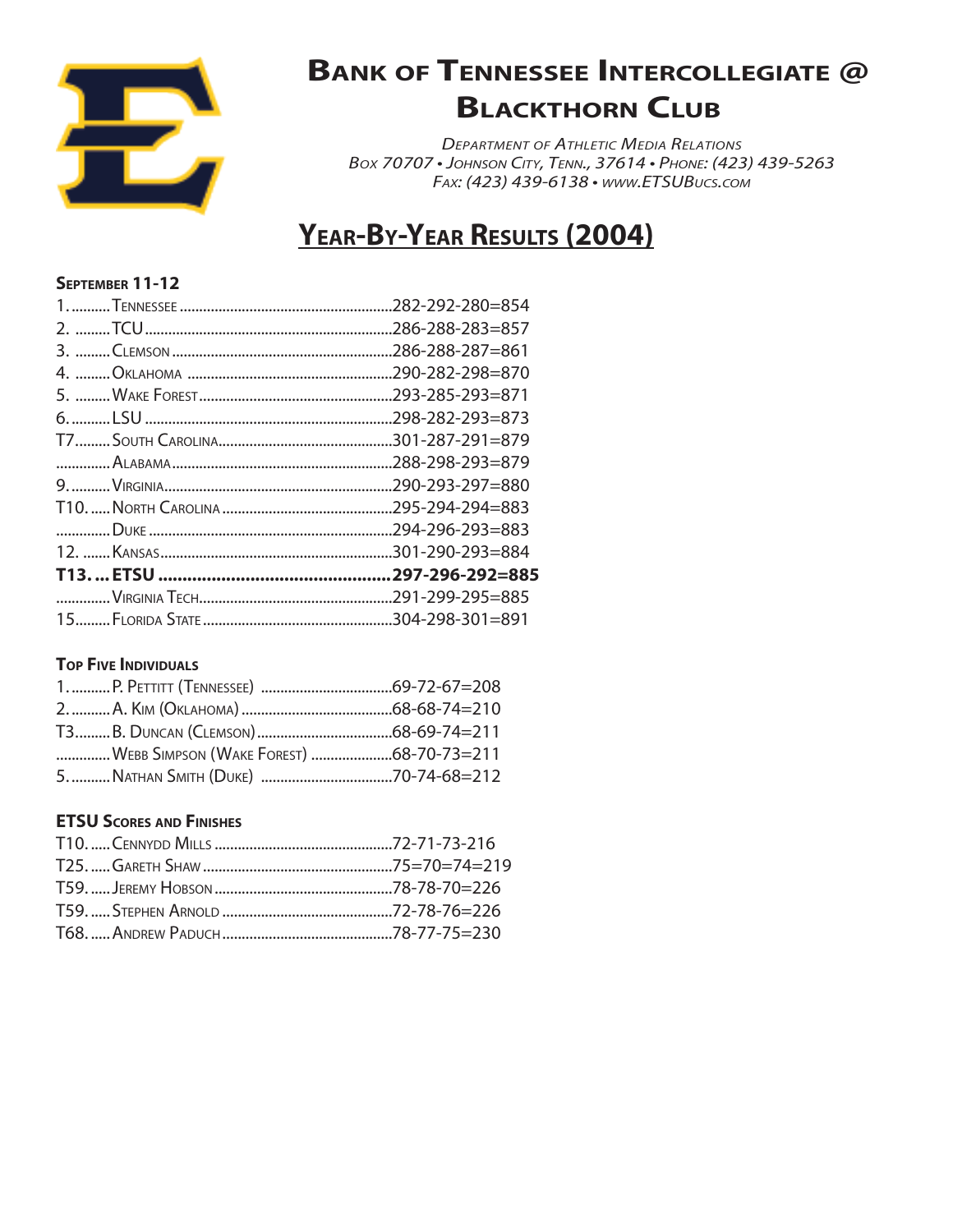# Bank of Tennessee Intercollegiate @ Blackthorn Club

*Department of Athletic Media Relations*
*Box 70707 • Johnson City, Tenn., 37614 • Phone: (423) 439-5263*
*Fax: (423) 439-6138 • www.ETSUBucs.com*

## Year-By-Year Results (2004)

### September 11-12

| Place | Team | Score |
|---|---|---|
| 1. | Tennessee | 282-292-280=854 |
| 2. | TCU | 286-288-283=857 |
| 3. | Clemson | 286-288-287=861 |
| 4. | Oklahoma | 290-282-298=870 |
| 5. | Wake Forest | 293-285-293=871 |
| 6. | LSU | 298-282-293=873 |
| T7 | South Carolina | 301-287-291=879 |
| | Alabama | 288-298-293=879 |
| 9. | Virginia | 290-293-297=880 |
| T10. | North Carolina | 295-294-294=883 |
| | Duke | 294-296-293=883 |
| 12. | Kansas | 301-290-293=884 |
| **T13.** | **ETSU** | **297-296-292=885** |
| | Virginia Tech | 291-299-295=885 |
| 15 | Florida State | 304-298-301=891 |

### Top Five Individuals

| Place | Player | Score |
|---|---|---|
| 1. | P. Pettitt (Tennessee) | 69-72-67=208 |
| 2. | A. Kim (Oklahoma) | 68-68-74=210 |
| T3 | B. Duncan (Clemson) | 68-69-74=211 |
| | Webb Simpson (Wake Forest) | 68-70-73=211 |
| 5. | Nathan Smith (Duke) | 70-74-68=212 |

### ETSU Scores and Finishes

| Place | Player | Score |
|---|---|---|
| T10. | Cennydd Mills | 72-71-73-216 |
| T25. | Gareth Shaw | 75=70=74=219 |
| T59. | Jeremy Hobson | 78-78-70=226 |
| T59. | Stephen Arnold | 72-78-76=226 |
| T68. | Andrew Paduch | 78-77-75=230 |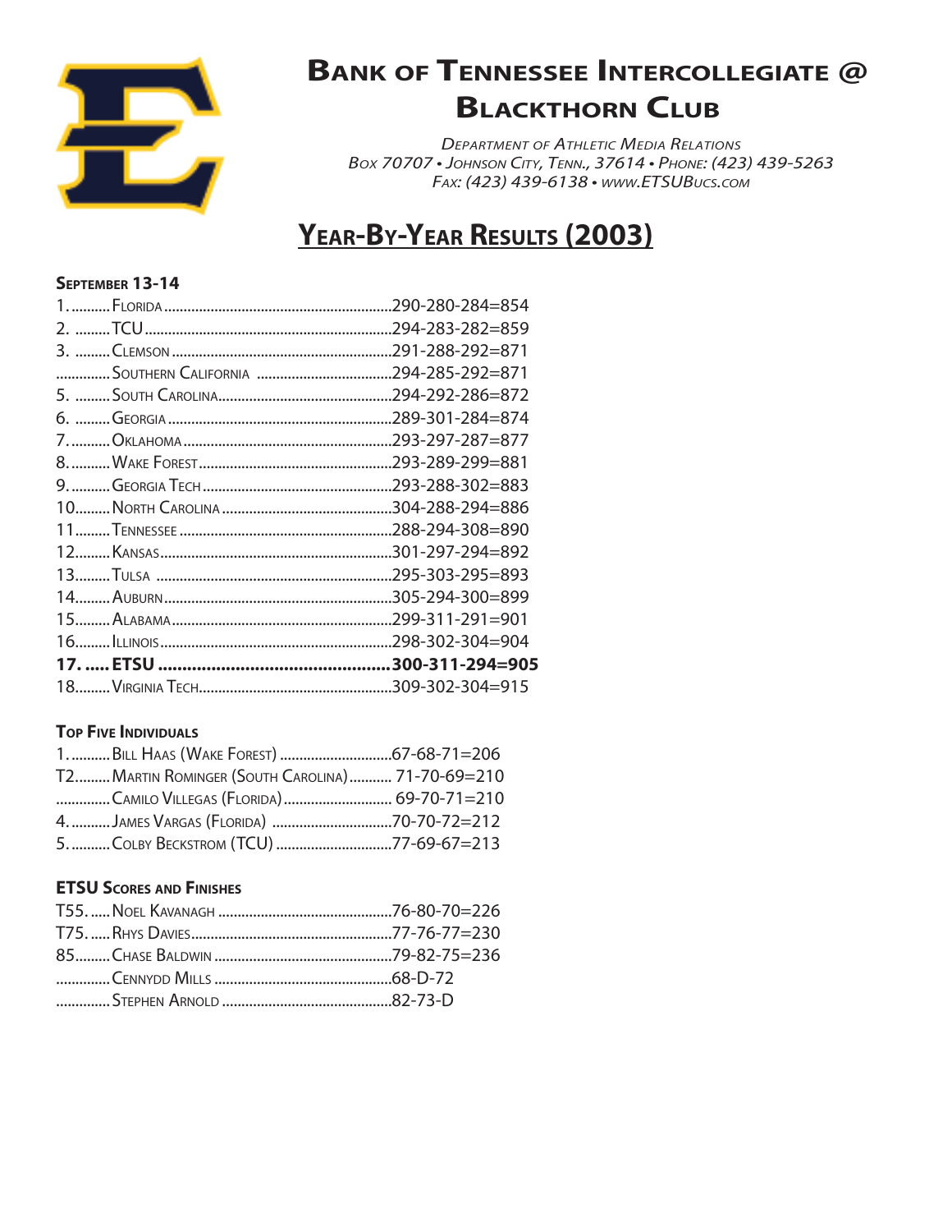# Bank of Tennessee Intercollegiate @ Blackthorn Club

*Department of Athletic Media Relations*
*Box 70707 • Johnson City, Tenn., 37614 • Phone: (423) 439-5263*
*Fax: (423) 439-6138 • www.ETSUBucs.com*

## Year-By-Year Results (2003)

### September 13-14

| Place | Team | Score |
|---|---|---|
| 1. | Florida | 290-280-284=854 |
| 2. | TCU | 294-283-282=859 |
| 3. | Clemson | 291-288-292=871 |
| | Southern California | 294-285-292=871 |
| 5. | South Carolina | 294-292-286=872 |
| 6. | Georgia | 289-301-284=874 |
| 7. | Oklahoma | 293-297-287=877 |
| 8. | Wake Forest | 293-289-299=881 |
| 9. | Georgia Tech | 293-288-302=883 |
| 10 | North Carolina | 304-288-294=886 |
| 11 | Tennessee | 288-294-308=890 |
| 12 | Kansas | 301-297-294=892 |
| 13 | Tulsa | 295-303-295=893 |
| 14 | Auburn | 305-294-300=899 |
| 15 | Alabama | 299-311-291=901 |
| 16 | Illinois | 298-302-304=904 |
| **17.** | **ETSU** | **300-311-294=905** |
| 18 | Virginia Tech | 309-302-304=915 |

### Top Five Individuals

| Place | Player | Score |
|---|---|---|
| 1. | Bill Haas (Wake Forest) | 67-68-71=206 |
| T2 | Martin Rominger (South Carolina) | 71-70-69=210 |
| | Camilo Villegas (Florida) | 69-70-71=210 |
| 4. | James Vargas (Florida) | 70-70-72=212 |
| 5. | Colby Beckstrom (TCU) | 77-69-67=213 |

### ETSU Scores and Finishes

| Place | Player | Score |
|---|---|---|
| T55. | Noel Kavanagh | 76-80-70=226 |
| T75. | Rhys Davies | 77-76-77=230 |
| 85 | Chase Baldwin | 79-82-75=236 |
| | Cennydd Mills | 68-D-72 |
| | Stephen Arnold | 82-73-D |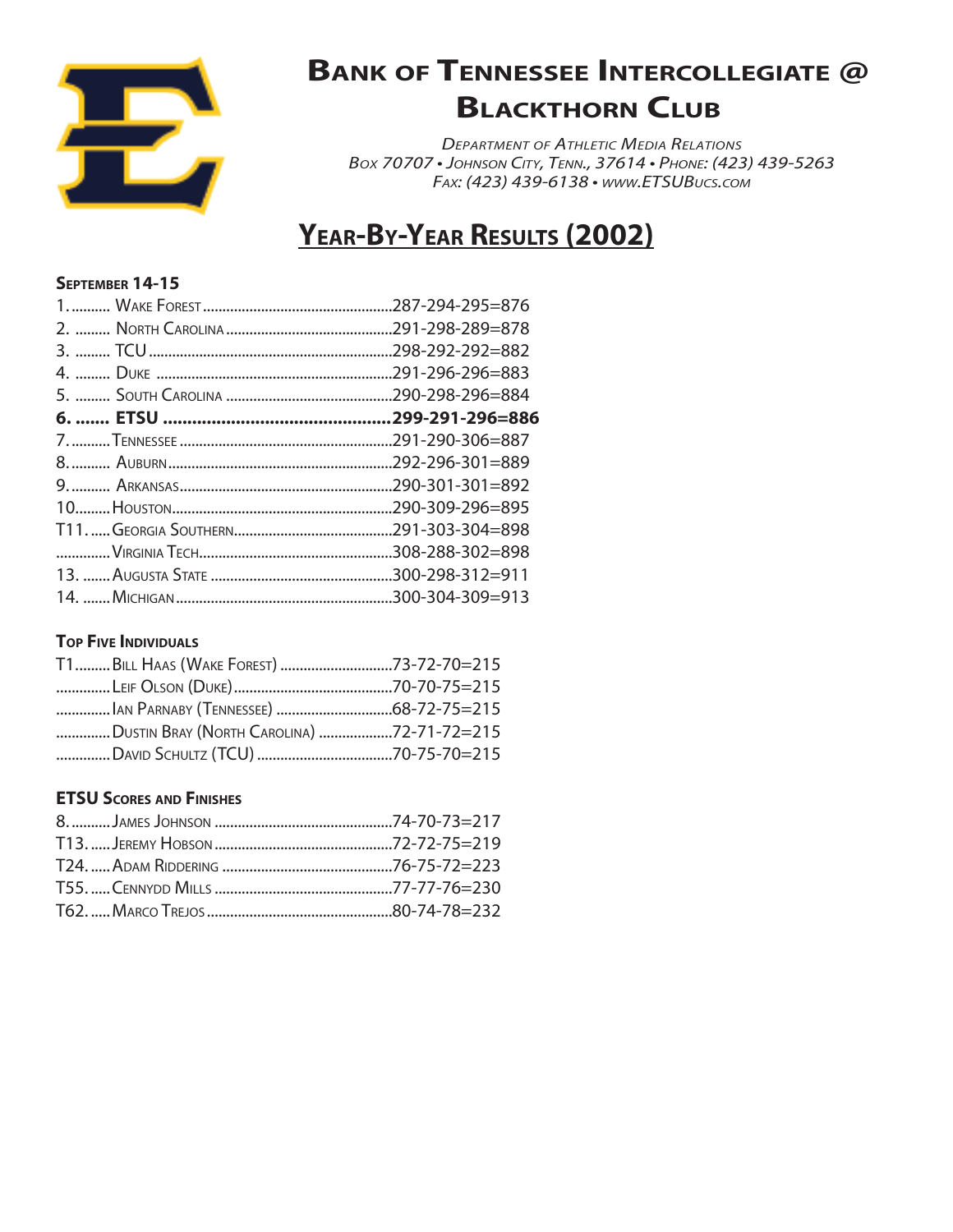# Bank of Tennessee Intercollegiate @ Blackthorn Club

*Department of Athletic Media Relations*
*Box 70707 • Johnson City, Tenn., 37614 • Phone: (423) 439-5263*
*Fax: (423) 439-6138 • www.ETSUBucs.com*

## Year-By-Year Results (2002)

### September 14-15

| Place | Team | Score |
|---|---|---|
| 1. | Wake Forest | 287-294-295=876 |
| 2. | North Carolina | 291-298-289=878 |
| 3. | TCU | 298-292-292=882 |
| 4. | Duke | 291-296-296=883 |
| 5. | South Carolina | 290-298-296=884 |
| **6.** | **ETSU** | **299-291-296=886** |
| 7. | Tennessee | 291-290-306=887 |
| 8. | Auburn | 292-296-301=889 |
| 9. | Arkansas | 290-301-301=892 |
| 10. | Houston | 290-309-296=895 |
| T11. | Georgia Southern | 291-303-304=898 |
| | Virginia Tech | 308-288-302=898 |
| 13. | Augusta State | 300-298-312=911 |
| 14. | Michigan | 300-304-309=913 |

### Top Five Individuals

| Place | Player | Score |
|---|---|---|
| T1 | Bill Haas (Wake Forest) | 73-72-70=215 |
| | Leif Olson (Duke) | 70-70-75=215 |
| | Ian Parnaby (Tennessee) | 68-72-75=215 |
| | Dustin Bray (North Carolina) | 72-71-72=215 |
| | David Schultz (TCU) | 70-75-70=215 |

### ETSU Scores and Finishes

| Place | Player | Score |
|---|---|---|
| 8. | James Johnson | 74-70-73=217 |
| T13. | Jeremy Hobson | 72-72-75=219 |
| T24. | Adam Riddering | 76-75-72=223 |
| T55. | Cennydd Mills | 77-77-76=230 |
| T62. | Marco Trejos | 80-74-78=232 |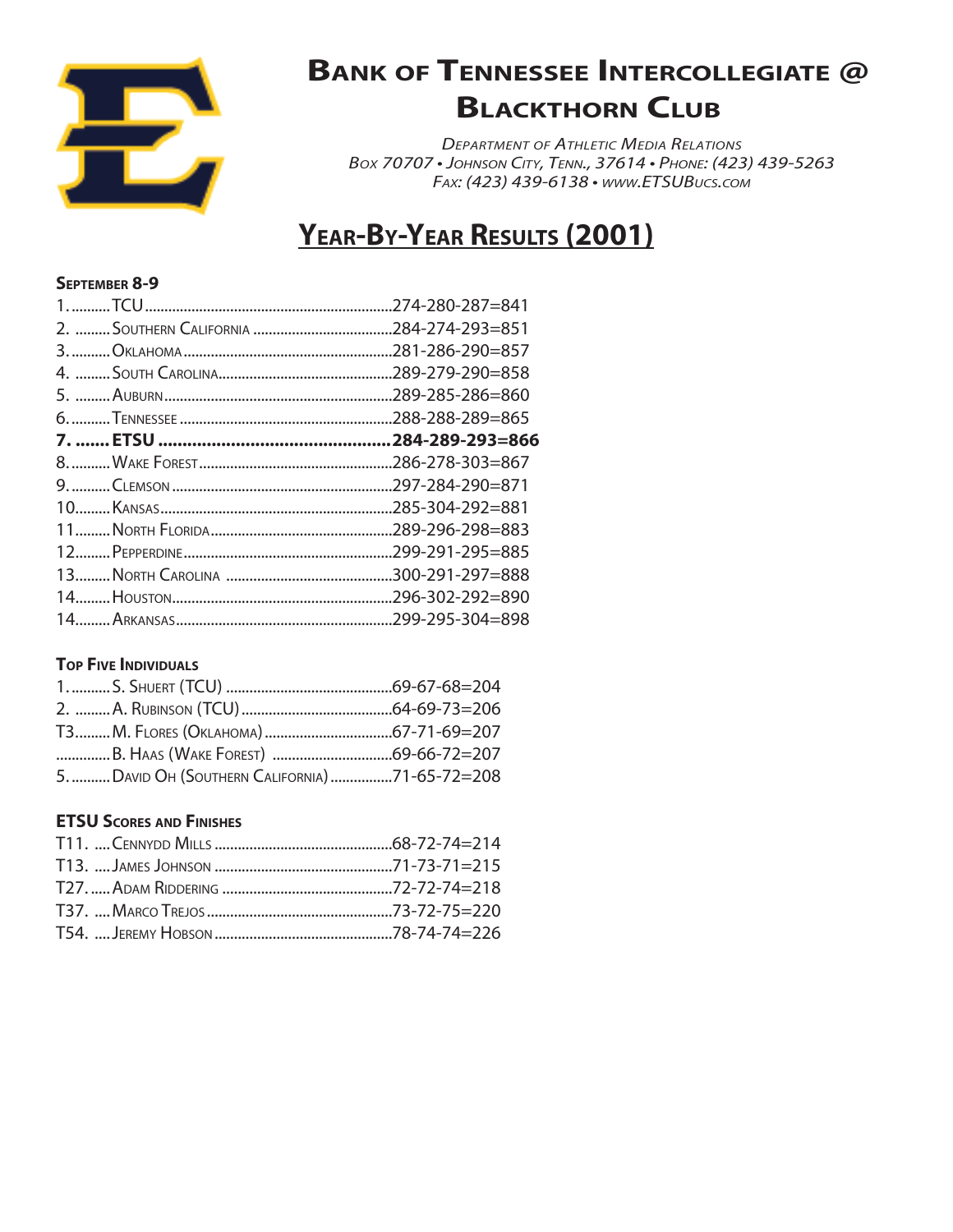# Bank of Tennessee Intercollegiate @ Blackthorn Club

*Department of Athletic Media Relations*
*Box 70707 • Johnson City, Tenn., 37614 • Phone: (423) 439-5263*
*Fax: (423) 439-6138 • www.ETSUBucs.com*

## Year-By-Year Results (2001)

### September 8-9

| Place | Team | Score |
|---|---|---|
| 1. | TCU | 274-280-287=841 |
| 2. | Southern California | 284-274-293=851 |
| 3. | Oklahoma | 281-286-290=857 |
| 4. | South Carolina | 289-279-290=858 |
| 5. | Auburn | 289-285-286=860 |
| 6. | Tennessee | 288-288-289=865 |
| **7.** | **ETSU** | **284-289-293=866** |
| 8. | Wake Forest | 286-278-303=867 |
| 9. | Clemson | 297-284-290=871 |
| 10. | Kansas | 285-304-292=881 |
| 11. | North Florida | 289-296-298=883 |
| 12. | Pepperdine | 299-291-295=885 |
| 13. | North Carolina | 300-291-297=888 |
| 14. | Houston | 296-302-292=890 |
| 14. | Arkansas | 299-295-304=898 |

### Top Five Individuals

| Place | Player | Score |
|---|---|---|
| 1. | S. Shuert (TCU) | 69-67-68=204 |
| 2. | A. Rubinson (TCU) | 64-69-73=206 |
| T3. | M. Flores (Oklahoma) | 67-71-69=207 |
| | B. Haas (Wake Forest) | 69-66-72=207 |
| 5. | David Oh (Southern California) | 71-65-72=208 |

### ETSU Scores and Finishes

| Place | Player | Score |
|---|---|---|
| T11. | Cennydd Mills | 68-72-74=214 |
| T13. | James Johnson | 71-73-71=215 |
| T27. | Adam Riddering | 72-72-74=218 |
| T37. | Marco Trejos | 73-72-75=220 |
| T54. | Jeremy Hobson | 78-74-74=226 |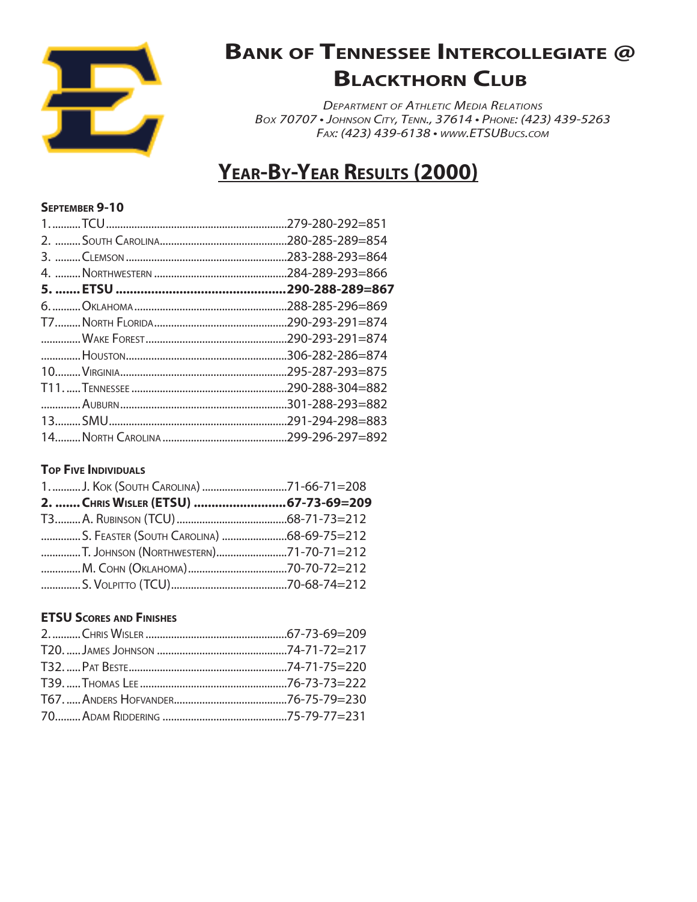# Bank of Tennessee Intercollegiate @ Blackthorn Club

*Department of Athletic Media Relations*
*Box 70707 • Johnson City, Tenn., 37614 • Phone: (423) 439-5263*
*Fax: (423) 439-6138 • www.ETSUBucs.com*

## Year-By-Year Results (2000)

### September 9-10

| Place | Team | Score |
|---|---|---|
| 1. | TCU | 279-280-292=851 |
| 2. | South Carolina | 280-285-289=854 |
| 3. | Clemson | 283-288-293=864 |
| 4. | Northwestern | 284-289-293=866 |
| **5.** | **ETSU** | **290-288-289=867** |
| 6. | Oklahoma | 288-285-296=869 |
| T7 | North Florida | 290-293-291=874 |
| | Wake Forest | 290-293-291=874 |
| | Houston | 306-282-286=874 |
| 10 | Virginia | 295-287-293=875 |
| T11. | Tennessee | 290-288-304=882 |
| | Auburn | 301-288-293=882 |
| 13 | SMU | 291-294-298=883 |
| 14 | North Carolina | 299-296-297=892 |

### Top Five Individuals

| Place | Player | Score |
|---|---|---|
| 1. | J. Kok (South Carolina) | 71-66-71=208 |
| **2.** | **Chris Wisler (ETSU)** | **67-73-69=209** |
| T3 | A. Rubinson (TCU) | 68-71-73=212 |
| | S. Feaster (South Carolina) | 68-69-75=212 |
| | T. Johnson (Northwestern) | 71-70-71=212 |
| | M. Cohn (Oklahoma) | 70-70-72=212 |
| | S. Volpitto (TCU) | 70-68-74=212 |

### ETSU Scores and Finishes

| Place | Player | Score |
|---|---|---|
| 2. | Chris Wisler | 67-73-69=209 |
| T20. | James Johnson | 74-71-72=217 |
| T32. | Pat Beste | 74-71-75=220 |
| T39. | Thomas Lee | 76-73-73=222 |
| T67. | Anders Hofvander | 76-75-79=230 |
| 70 | Adam Riddering | 75-79-77=231 |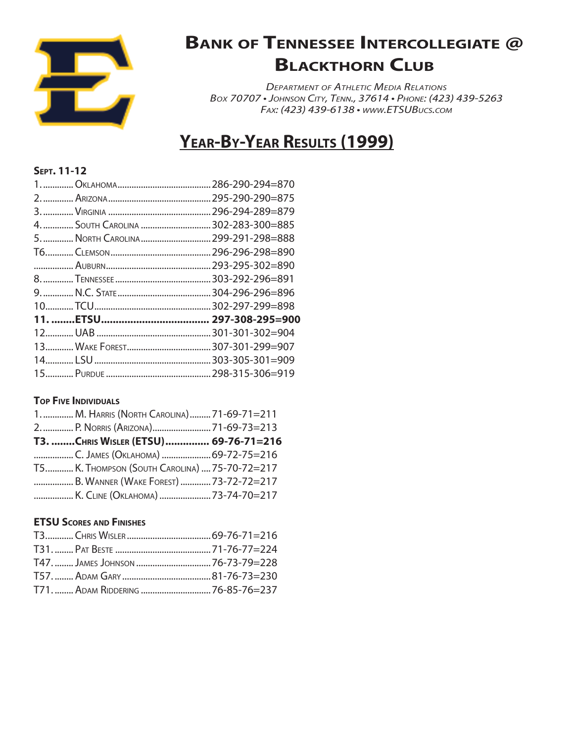# Bank of Tennessee Intercollegiate @ Blackthorn Club

*Department of Athletic Media Relations*
*Box 70707 • Johnson City, Tenn., 37614 • Phone: (423) 439-5263*
*Fax: (423) 439-6138 • www.ETSUBucs.com*

## Year-By-Year Results (1999)

### Sept. 11-12

| Place | Team | Score |
|---|---|---|
| 1. | Oklahoma | 286-290-294=870 |
| 2. | Arizona | 295-290-290=875 |
| 3. | Virginia | 296-294-289=879 |
| 4. | South Carolina | 302-283-300=885 |
| 5. | North Carolina | 299-291-298=888 |
| T6. | Clemson | 296-296-298=890 |
| | Auburn | 293-295-302=890 |
| 8. | Tennessee | 303-292-296=891 |
| 9. | N.C. State | 304-296-296=896 |
| 10. | TCU | 302-297-299=898 |
| **11.** | **ETSU** | **297-308-295=900** |
| 12. | UAB | 301-301-302=904 |
| 13. | Wake Forest | 307-301-299=907 |
| 14. | LSU | 303-305-301=909 |
| 15. | Purdue | 298-315-306=919 |

### Top Five Individuals

| Place | Player | Score |
|---|---|---|
| 1. | M. Harris (North Carolina) | 71-69-71=211 |
| 2. | P. Norris (Arizona) | 71-69-73=213 |
| **T3.** | **Chris Wisler (ETSU)** | **69-76-71=216** |
| | C. James (Oklahoma) | 69-72-75=216 |
| T5. | K. Thompson (South Carolina) | 75-70-72=217 |
| | B. Wanner (Wake Forest) | 73-72-72=217 |
| | K. Cline (Oklahoma) | 73-74-70=217 |

### ETSU Scores and Finishes

| Place | Player | Score |
|---|---|---|
| T3. | Chris Wisler | 69-76-71=216 |
| T31. | Pat Beste | 71-76-77=224 |
| T47. | James Johnson | 76-73-79=228 |
| T57. | Adam Gary | 81-76-73=230 |
| T71. | Adam Riddering | 76-85-76=237 |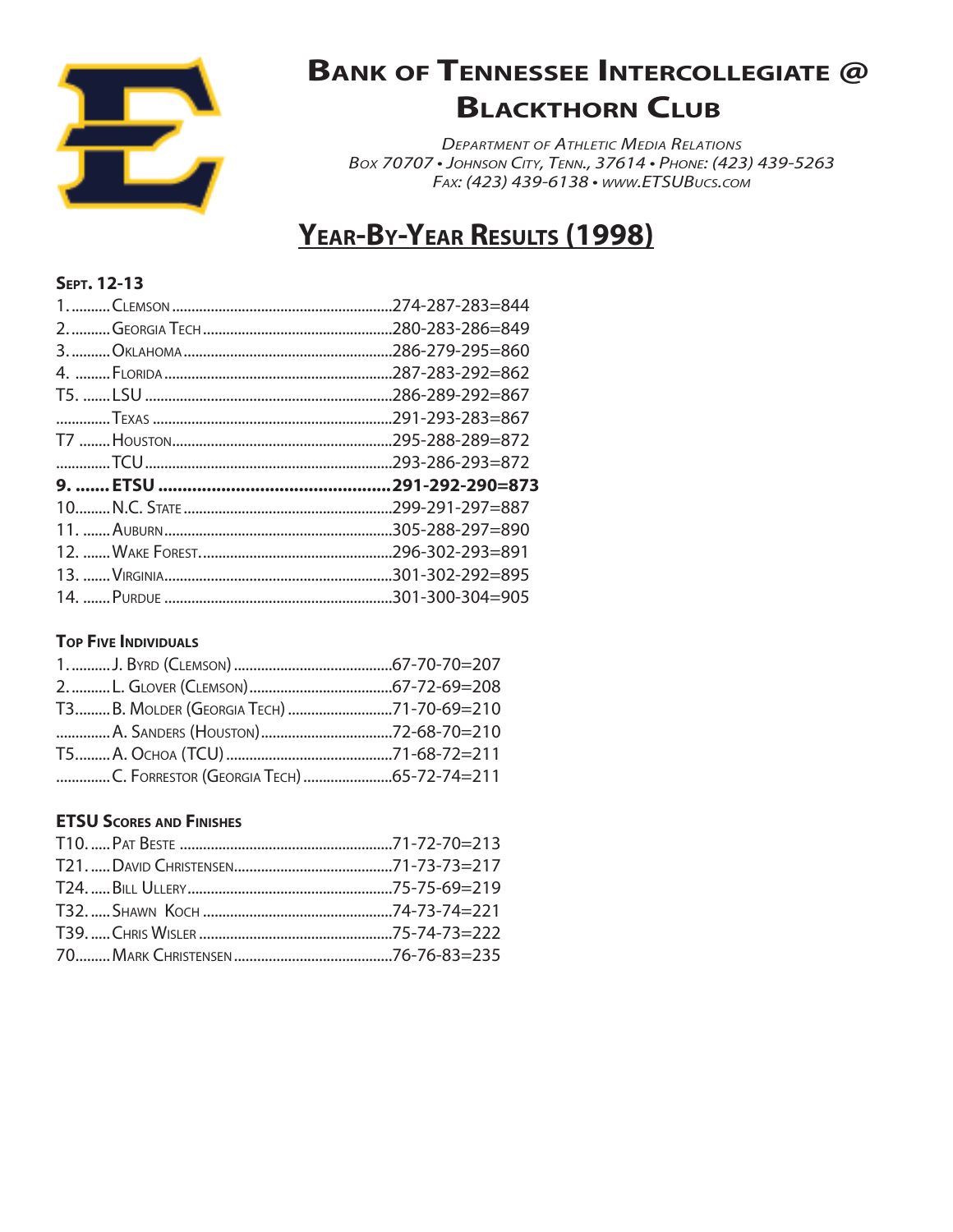# Bank of Tennessee Intercollegiate @ Blackthorn Club

*Department of Athletic Media Relations*
*Box 70707 • Johnson City, Tenn., 37614 • Phone: (423) 439-5263*
*Fax: (423) 439-6138 • www.ETSUBucs.com*

## Year-By-Year Results (1998)

### Sept. 12-13

| | | |
|---|---|---|
| 1. | Clemson | 274-287-283=844 |
| 2. | Georgia Tech | 280-283-286=849 |
| 3. | Oklahoma | 286-279-295=860 |
| 4. | Florida | 287-283-292=862 |
| T5. | LSU | 286-289-292=867 |
| | Texas | 291-293-283=867 |
| T7 | Houston | 295-288-289=872 |
| | TCU | 293-286-293=872 |
| **9.** | **ETSU** | **291-292-290=873** |
| 10. | N.C. State | 299-291-297=887 |
| 11. | Auburn | 305-288-297=890 |
| 12. | Wake Forest. | 296-302-293=891 |
| 13. | Virginia | 301-302-292=895 |
| 14. | Purdue | 301-300-304=905 |

### Top Five Individuals

| | | |
|---|---|---|
| 1. | J. Byrd (Clemson) | 67-70-70=207 |
| 2. | L. Glover (Clemson) | 67-72-69=208 |
| T3. | B. Molder (Georgia Tech) | 71-70-69=210 |
| | A. Sanders (Houston) | 72-68-70=210 |
| T5. | A. Ochoa (TCU) | 71-68-72=211 |
| | C. Forrestor (Georgia Tech) | 65-72-74=211 |

### ETSU Scores and Finishes

| | | |
|---|---|---|
| T10. | Pat Beste | 71-72-70=213 |
| T21. | David Christensen | 71-73-73=217 |
| T24. | Bill Ullery | 75-75-69=219 |
| T32. | Shawn Koch | 74-73-74=221 |
| T39. | Chris Wisler | 75-74-73=222 |
| 70. | Mark Christensen | 76-76-83=235 |